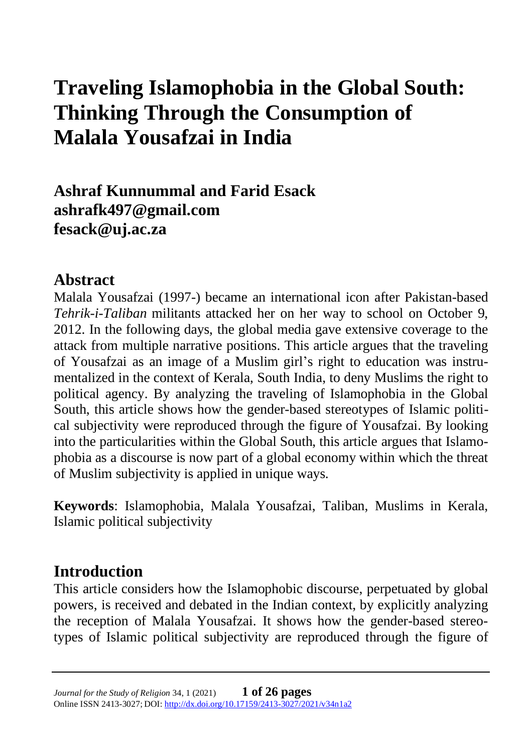# Traveling Islamophobia in the Global South: Thinking Through the Consumption of Malala Yousafzai in India

**Ashraf Kunnummal and Farid Esack**
**ashrafk497@gmail.com**
**fesack@uj.ac.za**

## Abstract

Malala Yousafzai (1997-) became an international icon after Pakistan-based *Tehrik-i-Taliban* militants attacked her on her way to school on October 9, 2012. In the following days, the global media gave extensive coverage to the attack from multiple narrative positions. This article argues that the traveling of Yousafzai as an image of a Muslim girl's right to education was instrumentalized in the context of Kerala, South India, to deny Muslims the right to political agency. By analyzing the traveling of Islamophobia in the Global South, this article shows how the gender-based stereotypes of Islamic political subjectivity were reproduced through the figure of Yousafzai. By looking into the particularities within the Global South, this article argues that Islamophobia as a discourse is now part of a global economy within which the threat of Muslim subjectivity is applied in unique ways.

**Keywords**: Islamophobia, Malala Yousafzai, Taliban, Muslims in Kerala, Islamic political subjectivity

## Introduction

This article considers how the Islamophobic discourse, perpetuated by global powers, is received and debated in the Indian context, by explicitly analyzing the reception of Malala Yousafzai. It shows how the gender-based stereotypes of Islamic political subjectivity are reproduced through the figure of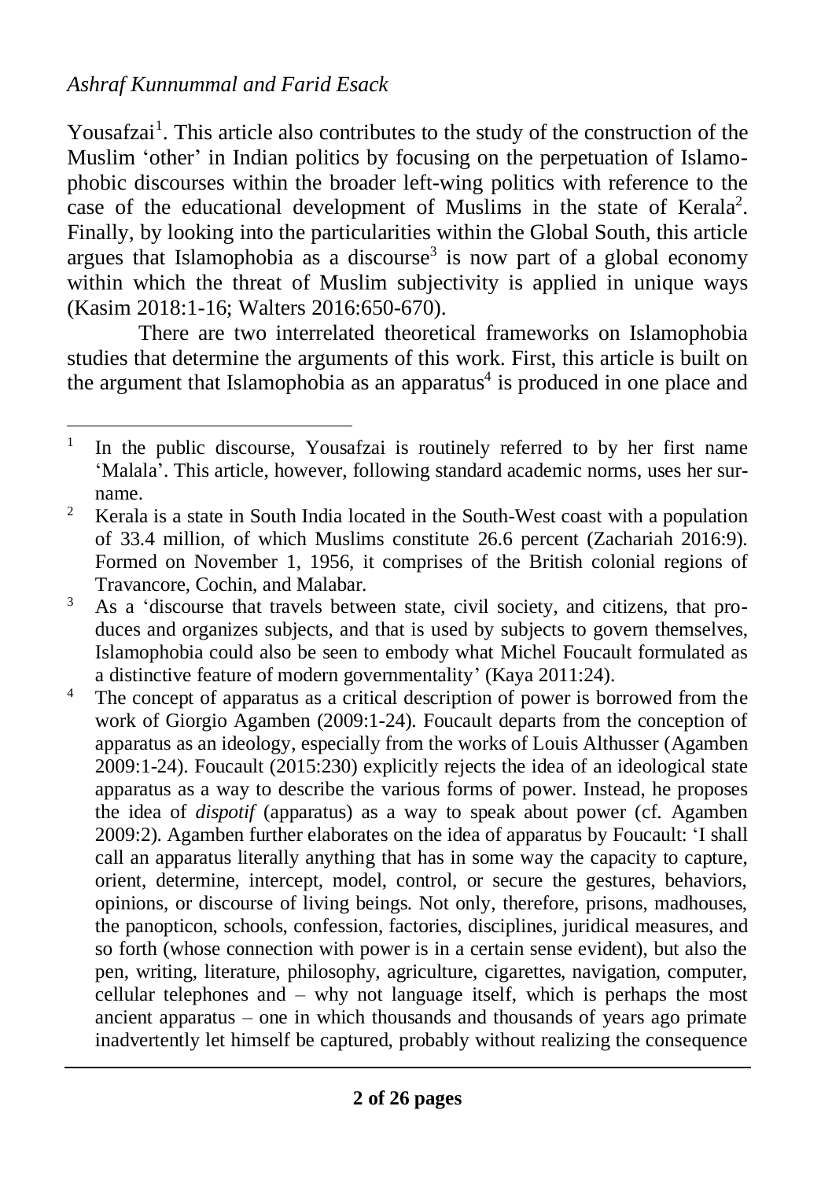Yousafzai[1]. This article also contributes to the study of the construction of the Muslim 'other' in Indian politics by focusing on the perpetuation of Islamophobic discourses within the broader left-wing politics with reference to the case of the educational development of Muslims in the state of Kerala[2]. Finally, by looking into the particularities within the Global South, this article argues that Islamophobia as a discourse[3] is now part of a global economy within which the threat of Muslim subjectivity is applied in unique ways (Kasim 2018:1-16; Walters 2016:650-670).

There are two interrelated theoretical frameworks on Islamophobia studies that determine the arguments of this work. First, this article is built on the argument that Islamophobia as an apparatus[4] is produced in one place and

---

[1] In the public discourse, Yousafzai is routinely referred to by her first name 'Malala'. This article, however, following standard academic norms, uses her surname.

[2] Kerala is a state in South India located in the South-West coast with a population of 33.4 million, of which Muslims constitute 26.6 percent (Zachariah 2016:9). Formed on November 1, 1956, it comprises of the British colonial regions of Travancore, Cochin, and Malabar.

[3] As a 'discourse that travels between state, civil society, and citizens, that produces and organizes subjects, and that is used by subjects to govern themselves, Islamophobia could also be seen to embody what Michel Foucault formulated as a distinctive feature of modern governmentality' (Kaya 2011:24).

[4] The concept of apparatus as a critical description of power is borrowed from the work of Giorgio Agamben (2009:1-24). Foucault departs from the conception of apparatus as an ideology, especially from the works of Louis Althusser (Agamben 2009:1-24). Foucault (2015:230) explicitly rejects the idea of an ideological state apparatus as a way to describe the various forms of power. Instead, he proposes the idea of *dispotif* (apparatus) as a way to speak about power (cf. Agamben 2009:2). Agamben further elaborates on the idea of apparatus by Foucault: 'I shall call an apparatus literally anything that has in some way the capacity to capture, orient, determine, intercept, model, control, or secure the gestures, behaviors, opinions, or discourse of living beings. Not only, therefore, prisons, madhouses, the panopticon, schools, confession, factories, disciplines, juridical measures, and so forth (whose connection with power is in a certain sense evident), but also the pen, writing, literature, philosophy, agriculture, cigarettes, navigation, computer, cellular telephones and – why not language itself, which is perhaps the most ancient apparatus – one in which thousands and thousands of years ago primate inadvertently let himself be captured, probably without realizing the consequence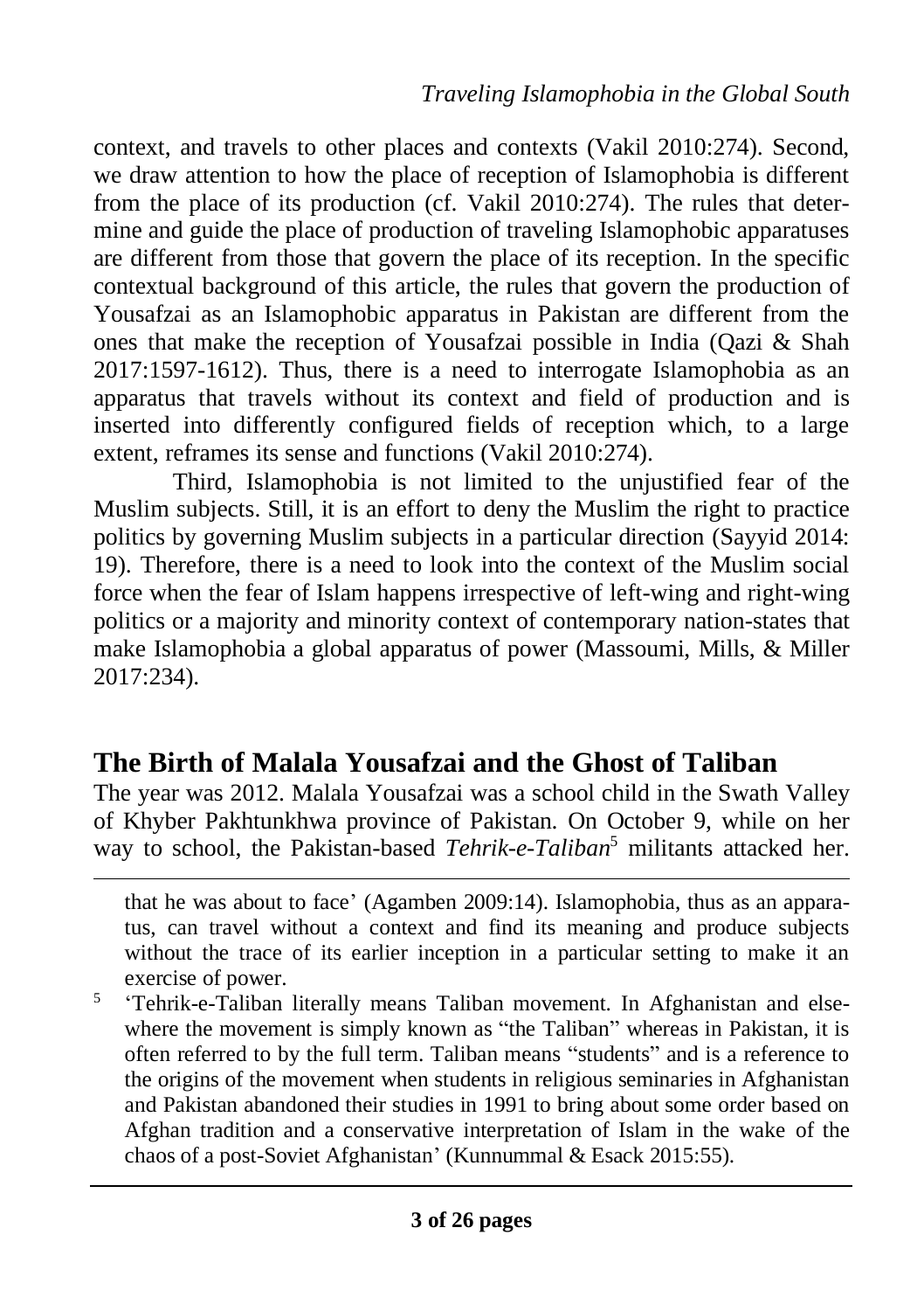context, and travels to other places and contexts (Vakil 2010:274). Second, we draw attention to how the place of reception of Islamophobia is different from the place of its production (cf. Vakil 2010:274). The rules that determine and guide the place of production of traveling Islamophobic apparatuses are different from those that govern the place of its reception. In the specific contextual background of this article, the rules that govern the production of Yousafzai as an Islamophobic apparatus in Pakistan are different from the ones that make the reception of Yousafzai possible in India (Qazi & Shah 2017:1597-1612). Thus, there is a need to interrogate Islamophobia as an apparatus that travels without its context and field of production and is inserted into differently configured fields of reception which, to a large extent, reframes its sense and functions (Vakil 2010:274).

Third, Islamophobia is not limited to the unjustified fear of the Muslim subjects. Still, it is an effort to deny the Muslim the right to practice politics by governing Muslim subjects in a particular direction (Sayyid 2014: 19). Therefore, there is a need to look into the context of the Muslim social force when the fear of Islam happens irrespective of left-wing and right-wing politics or a majority and minority context of contemporary nation-states that make Islamophobia a global apparatus of power (Massoumi, Mills, & Miller 2017:234).

## The Birth of Malala Yousafzai and the Ghost of Taliban

The year was 2012. Malala Yousafzai was a school child in the Swath Valley of Khyber Pakhtunkhwa province of Pakistan. On October 9, while on her way to school, the Pakistan-based *Tehrik-e-Taliban*[5] militants attacked her.

---

that he was about to face' (Agamben 2009:14). Islamophobia, thus as an apparatus, can travel without a context and find its meaning and produce subjects without the trace of its earlier inception in a particular setting to make it an exercise of power.

[5] 'Tehrik-e-Taliban literally means Taliban movement. In Afghanistan and elsewhere the movement is simply known as "the Taliban" whereas in Pakistan, it is often referred to by the full term. Taliban means "students" and is a reference to the origins of the movement when students in religious seminaries in Afghanistan and Pakistan abandoned their studies in 1991 to bring about some order based on Afghan tradition and a conservative interpretation of Islam in the wake of the chaos of a post-Soviet Afghanistan' (Kunnummal & Esack 2015:55).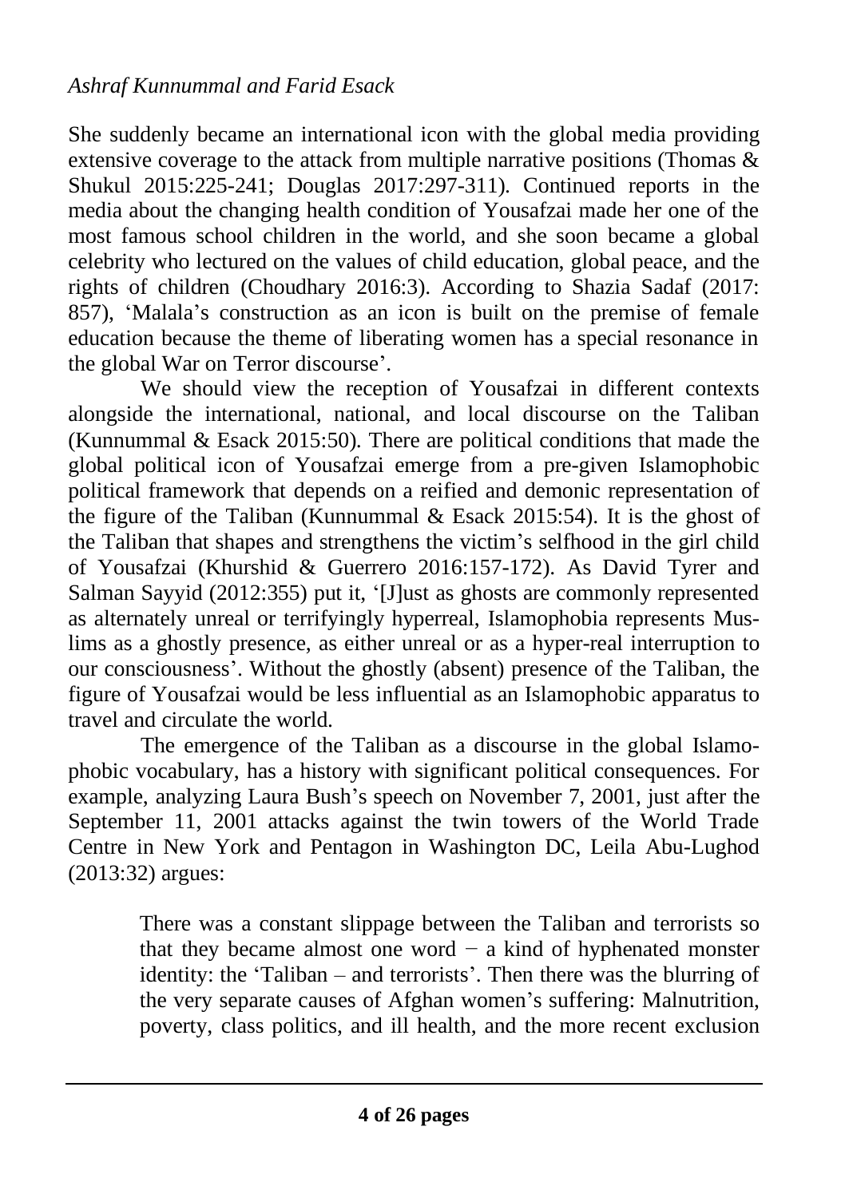She suddenly became an international icon with the global media providing extensive coverage to the attack from multiple narrative positions (Thomas & Shukul 2015:225-241; Douglas 2017:297-311). Continued reports in the media about the changing health condition of Yousafzai made her one of the most famous school children in the world, and she soon became a global celebrity who lectured on the values of child education, global peace, and the rights of children (Choudhary 2016:3). According to Shazia Sadaf (2017: 857), 'Malala's construction as an icon is built on the premise of female education because the theme of liberating women has a special resonance in the global War on Terror discourse'.

We should view the reception of Yousafzai in different contexts alongside the international, national, and local discourse on the Taliban (Kunnummal & Esack 2015:50). There are political conditions that made the global political icon of Yousafzai emerge from a pre-given Islamophobic political framework that depends on a reified and demonic representation of the figure of the Taliban (Kunnummal & Esack 2015:54). It is the ghost of the Taliban that shapes and strengthens the victim's selfhood in the girl child of Yousafzai (Khurshid & Guerrero 2016:157-172). As David Tyrer and Salman Sayyid (2012:355) put it, '[J]ust as ghosts are commonly represented as alternately unreal or terrifyingly hyperreal, Islamophobia represents Muslims as a ghostly presence, as either unreal or as a hyper-real interruption to our consciousness'. Without the ghostly (absent) presence of the Taliban, the figure of Yousafzai would be less influential as an Islamophobic apparatus to travel and circulate the world.

The emergence of the Taliban as a discourse in the global Islamophobic vocabulary, has a history with significant political consequences. For example, analyzing Laura Bush's speech on November 7, 2001, just after the September 11, 2001 attacks against the twin towers of the World Trade Centre in New York and Pentagon in Washington DC, Leila Abu-Lughod (2013:32) argues:

> There was a constant slippage between the Taliban and terrorists so that they became almost one word − a kind of hyphenated monster identity: the 'Taliban – and terrorists'. Then there was the blurring of the very separate causes of Afghan women's suffering: Malnutrition, poverty, class politics, and ill health, and the more recent exclusion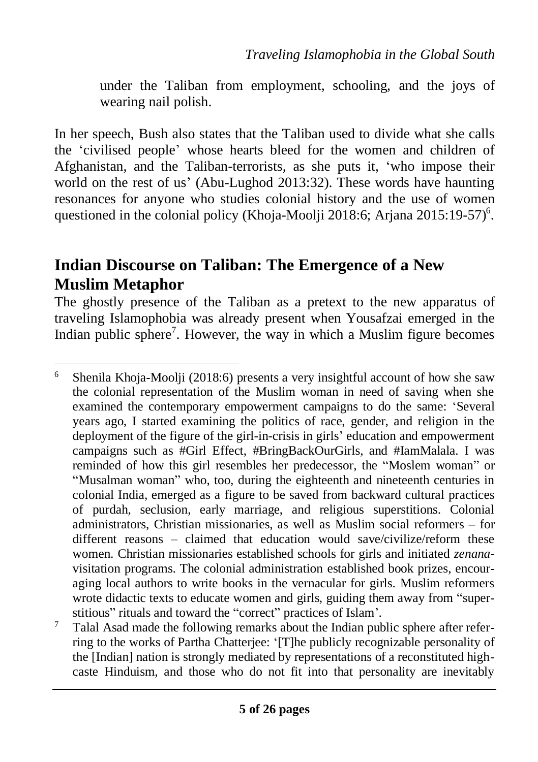under the Taliban from employment, schooling, and the joys of wearing nail polish.

In her speech, Bush also states that the Taliban used to divide what she calls the 'civilised people' whose hearts bleed for the women and children of Afghanistan, and the Taliban-terrorists, as she puts it, 'who impose their world on the rest of us' (Abu-Lughod 2013:32). These words have haunting resonances for anyone who studies colonial history and the use of women questioned in the colonial policy (Khoja-Moolji 2018:6; Arjana 2015:19-57)[6].

## Indian Discourse on Taliban: The Emergence of a New Muslim Metaphor

The ghostly presence of the Taliban as a pretext to the new apparatus of traveling Islamophobia was already present when Yousafzai emerged in the Indian public sphere[7]. However, the way in which a Muslim figure becomes

---

[6] Shenila Khoja-Moolji (2018:6) presents a very insightful account of how she saw the colonial representation of the Muslim woman in need of saving when she examined the contemporary empowerment campaigns to do the same: 'Several years ago, I started examining the politics of race, gender, and religion in the deployment of the figure of the girl-in-crisis in girls' education and empowerment campaigns such as #Girl Effect, #BringBackOurGirls, and #IamMalala. I was reminded of how this girl resembles her predecessor, the "Moslem woman" or "Musalman woman" who, too, during the eighteenth and nineteenth centuries in colonial India, emerged as a figure to be saved from backward cultural practices of purdah, seclusion, early marriage, and religious superstitions. Colonial administrators, Christian missionaries, as well as Muslim social reformers – for different reasons – claimed that education would save/civilize/reform these women. Christian missionaries established schools for girls and initiated *zenana*-visitation programs. The colonial administration established book prizes, encouraging local authors to write books in the vernacular for girls. Muslim reformers wrote didactic texts to educate women and girls, guiding them away from "superstitious" rituals and toward the "correct" practices of Islam'.

[7] Talal Asad made the following remarks about the Indian public sphere after referring to the works of Partha Chatterjee: '[T]he publicly recognizable personality of the [Indian] nation is strongly mediated by representations of a reconstituted high-caste Hinduism, and those who do not fit into that personality are inevitably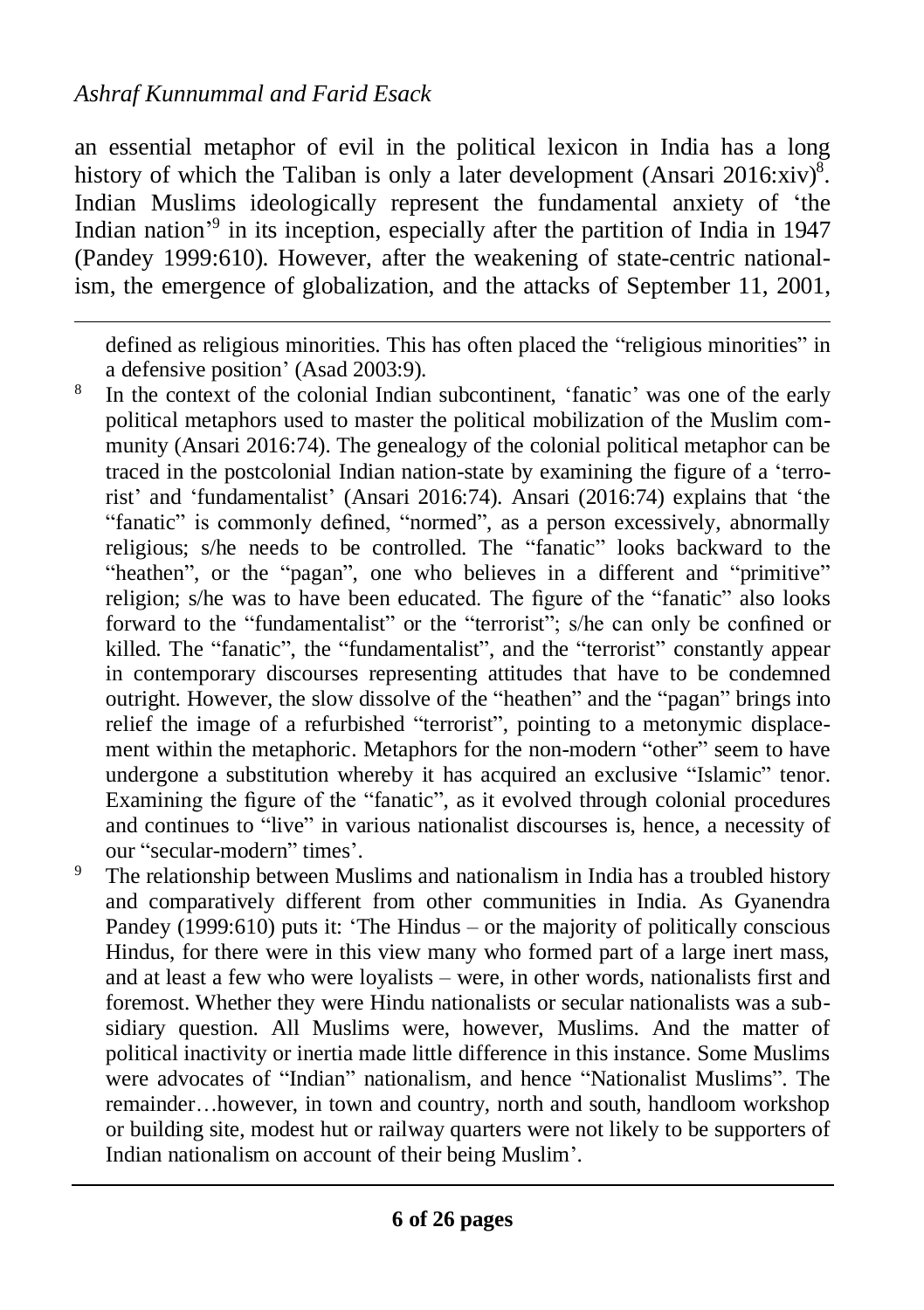an essential metaphor of evil in the political lexicon in India has a long history of which the Taliban is only a later development (Ansari 2016:xiv)[8]. Indian Muslims ideologically represent the fundamental anxiety of 'the Indian nation'[9] in its inception, especially after the partition of India in 1947 (Pandey 1999:610). However, after the weakening of state-centric nationalism, the emergence of globalization, and the attacks of September 11, 2001,

---

defined as religious minorities. This has often placed the "religious minorities" in a defensive position' (Asad 2003:9).

[8] In the context of the colonial Indian subcontinent, 'fanatic' was one of the early political metaphors used to master the political mobilization of the Muslim community (Ansari 2016:74). The genealogy of the colonial political metaphor can be traced in the postcolonial Indian nation-state by examining the figure of a 'terrorist' and 'fundamentalist' (Ansari 2016:74). Ansari (2016:74) explains that 'the "fanatic" is commonly defined, "normed", as a person excessively, abnormally religious; s/he needs to be controlled. The "fanatic" looks backward to the "heathen", or the "pagan", one who believes in a different and "primitive" religion; s/he was to have been educated. The figure of the "fanatic" also looks forward to the "fundamentalist" or the "terrorist"; s/he can only be confined or killed. The "fanatic", the "fundamentalist", and the "terrorist" constantly appear in contemporary discourses representing attitudes that have to be condemned outright. However, the slow dissolve of the "heathen" and the "pagan" brings into relief the image of a refurbished "terrorist", pointing to a metonymic displacement within the metaphoric. Metaphors for the non-modern "other" seem to have undergone a substitution whereby it has acquired an exclusive "Islamic" tenor. Examining the figure of the "fanatic", as it evolved through colonial procedures and continues to "live" in various nationalist discourses is, hence, a necessity of our "secular-modern" times'.

[9] The relationship between Muslims and nationalism in India has a troubled history and comparatively different from other communities in India. As Gyanendra Pandey (1999:610) puts it: 'The Hindus – or the majority of politically conscious Hindus, for there were in this view many who formed part of a large inert mass, and at least a few who were loyalists – were, in other words, nationalists first and foremost. Whether they were Hindu nationalists or secular nationalists was a subsidiary question. All Muslims were, however, Muslims. And the matter of political inactivity or inertia made little difference in this instance. Some Muslims were advocates of "Indian" nationalism, and hence "Nationalist Muslims". The remainder…however, in town and country, north and south, handloom workshop or building site, modest hut or railway quarters were not likely to be supporters of Indian nationalism on account of their being Muslim'.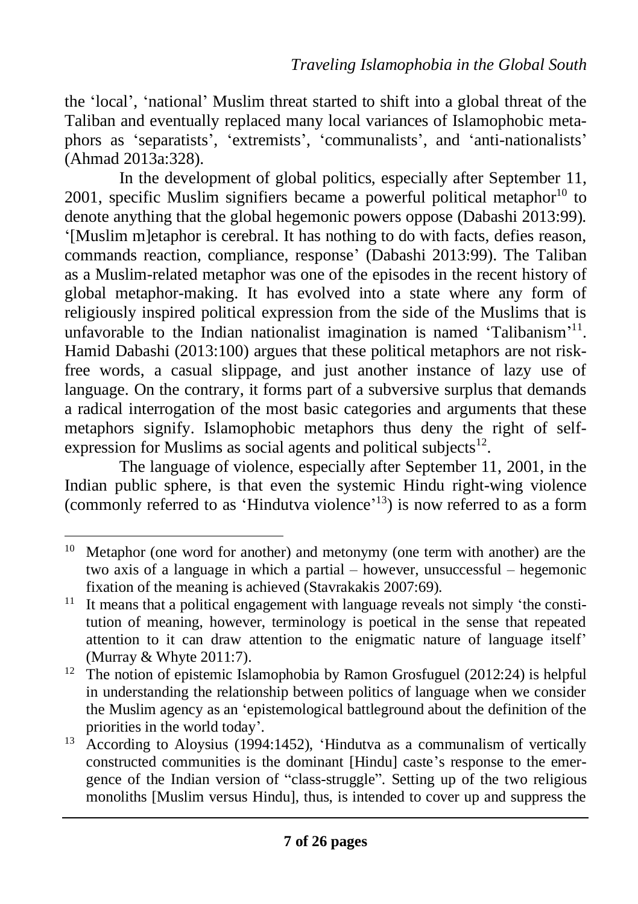the 'local', 'national' Muslim threat started to shift into a global threat of the Taliban and eventually replaced many local variances of Islamophobic metaphors as 'separatists', 'extremists', 'communalists', and 'anti-nationalists' (Ahmad 2013a:328).

In the development of global politics, especially after September 11, 2001, specific Muslim signifiers became a powerful political metaphor[10] to denote anything that the global hegemonic powers oppose (Dabashi 2013:99). '[Muslim m]etaphor is cerebral. It has nothing to do with facts, defies reason, commands reaction, compliance, response' (Dabashi 2013:99). The Taliban as a Muslim-related metaphor was one of the episodes in the recent history of global metaphor-making. It has evolved into a state where any form of religiously inspired political expression from the side of the Muslims that is unfavorable to the Indian nationalist imagination is named 'Talibanism'[11]. Hamid Dabashi (2013:100) argues that these political metaphors are not risk-free words, a casual slippage, and just another instance of lazy use of language. On the contrary, it forms part of a subversive surplus that demands a radical interrogation of the most basic categories and arguments that these metaphors signify. Islamophobic metaphors thus deny the right of self-expression for Muslims as social agents and political subjects[12].

The language of violence, especially after September 11, 2001, in the Indian public sphere, is that even the systemic Hindu right-wing violence (commonly referred to as 'Hindutva violence'[13]) is now referred to as a form

---

[10] Metaphor (one word for another) and metonymy (one term with another) are the two axis of a language in which a partial – however, unsuccessful – hegemonic fixation of the meaning is achieved (Stavrakakis 2007:69).

[11] It means that a political engagement with language reveals not simply 'the constitution of meaning, however, terminology is poetical in the sense that repeated attention to it can draw attention to the enigmatic nature of language itself' (Murray & Whyte 2011:7).

[12] The notion of epistemic Islamophobia by Ramon Grosfuguel (2012:24) is helpful in understanding the relationship between politics of language when we consider the Muslim agency as an 'epistemological battleground about the definition of the priorities in the world today'.

[13] According to Aloysius (1994:1452), 'Hindutva as a communalism of vertically constructed communities is the dominant [Hindu] caste's response to the emergence of the Indian version of "class-struggle". Setting up of the two religious monoliths [Muslim versus Hindu], thus, is intended to cover up and suppress the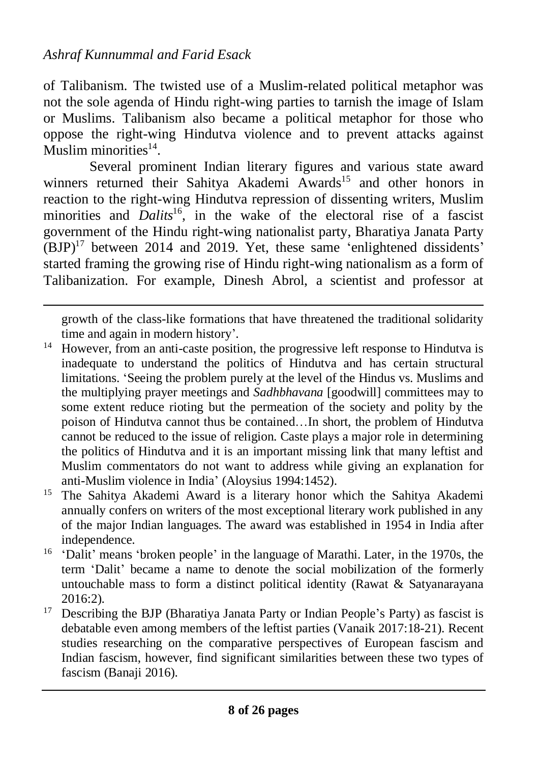of Talibanism. The twisted use of a Muslim-related political metaphor was not the sole agenda of Hindu right-wing parties to tarnish the image of Islam or Muslims. Talibanism also became a political metaphor for those who oppose the right-wing Hindutva violence and to prevent attacks against Muslim minorities[14].

Several prominent Indian literary figures and various state award winners returned their Sahitya Akademi Awards[15] and other honors in reaction to the right-wing Hindutva repression of dissenting writers, Muslim minorities and *Dalits*[16], in the wake of the electoral rise of a fascist government of the Hindu right-wing nationalist party, Bharatiya Janata Party (BJP)[17] between 2014 and 2019. Yet, these same 'enlightened dissidents' started framing the growing rise of Hindu right-wing nationalism as a form of Talibanization. For example, Dinesh Abrol, a scientist and professor at

---

growth of the class-like formations that have threatened the traditional solidarity time and again in modern history'.

[14] However, from an anti-caste position, the progressive left response to Hindutva is inadequate to understand the politics of Hindutva and has certain structural limitations. 'Seeing the problem purely at the level of the Hindus vs. Muslims and the multiplying prayer meetings and *Sadhbhavana* [goodwill] committees may to some extent reduce rioting but the permeation of the society and polity by the poison of Hindutva cannot thus be contained…In short, the problem of Hindutva cannot be reduced to the issue of religion. Caste plays a major role in determining the politics of Hindutva and it is an important missing link that many leftist and Muslim commentators do not want to address while giving an explanation for anti-Muslim violence in India' (Aloysius 1994:1452).

[15] The Sahitya Akademi Award is a literary honor which the Sahitya Akademi annually confers on writers of the most exceptional literary work published in any of the major Indian languages. The award was established in 1954 in India after independence.

[16] 'Dalit' means 'broken people' in the language of Marathi. Later, in the 1970s, the term 'Dalit' became a name to denote the social mobilization of the formerly untouchable mass to form a distinct political identity (Rawat & Satyanarayana 2016:2).

[17] Describing the BJP (Bharatiya Janata Party or Indian People's Party) as fascist is debatable even among members of the leftist parties (Vanaik 2017:18-21). Recent studies researching on the comparative perspectives of European fascism and Indian fascism, however, find significant similarities between these two types of fascism (Banaji 2016).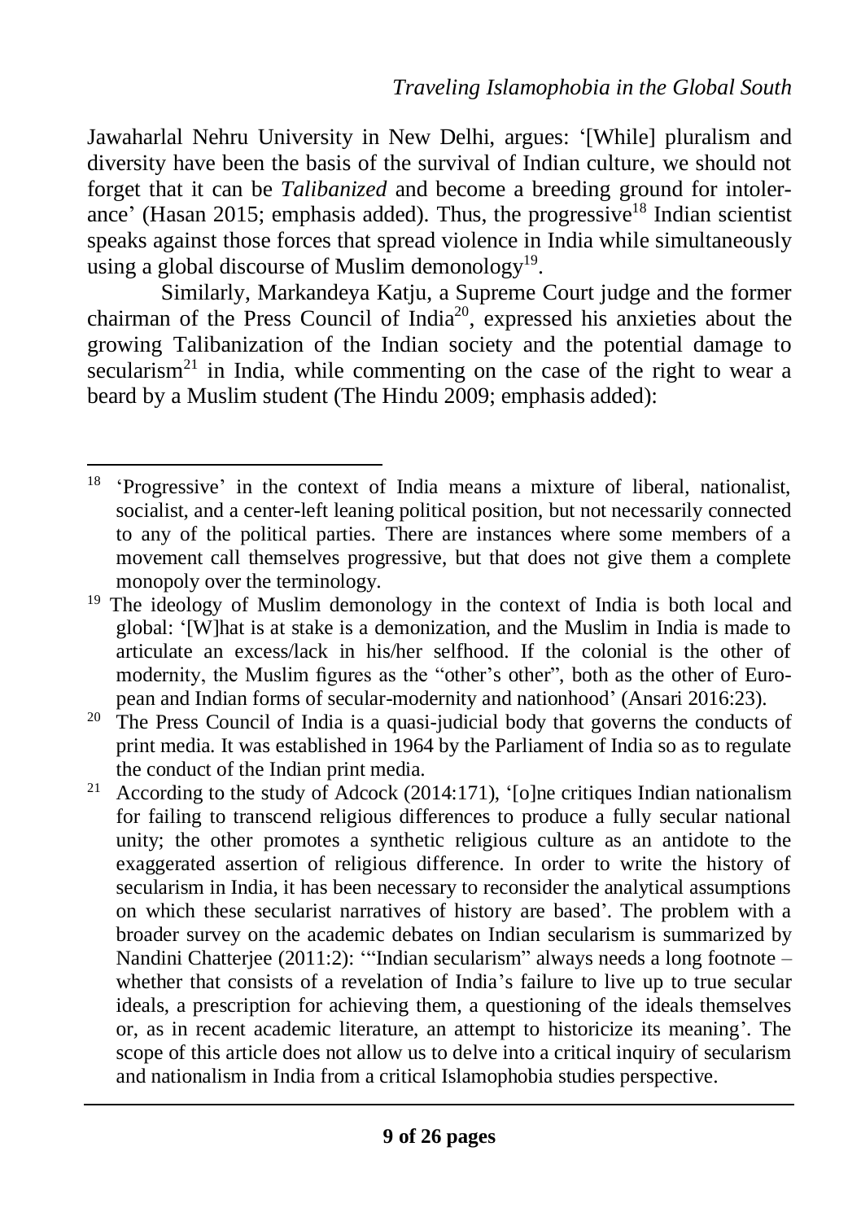Jawaharlal Nehru University in New Delhi, argues: '[While] pluralism and diversity have been the basis of the survival of Indian culture, we should not forget that it can be *Talibanized* and become a breeding ground for intolerance' (Hasan 2015; emphasis added). Thus, the progressive[18] Indian scientist speaks against those forces that spread violence in India while simultaneously using a global discourse of Muslim demonology[19].

Similarly, Markandeya Katju, a Supreme Court judge and the former chairman of the Press Council of India[20], expressed his anxieties about the growing Talibanization of the Indian society and the potential damage to secularism[21] in India, while commenting on the case of the right to wear a beard by a Muslim student (The Hindu 2009; emphasis added):

---

[18] 'Progressive' in the context of India means a mixture of liberal, nationalist, socialist, and a center-left leaning political position, but not necessarily connected to any of the political parties. There are instances where some members of a movement call themselves progressive, but that does not give them a complete monopoly over the terminology.

[19] The ideology of Muslim demonology in the context of India is both local and global: '[W]hat is at stake is a demonization, and the Muslim in India is made to articulate an excess/lack in his/her selfhood. If the colonial is the other of modernity, the Muslim figures as the "other's other", both as the other of European and Indian forms of secular-modernity and nationhood' (Ansari 2016:23).

[20] The Press Council of India is a quasi-judicial body that governs the conducts of print media. It was established in 1964 by the Parliament of India so as to regulate the conduct of the Indian print media.

[21] According to the study of Adcock (2014:171), '[o]ne critiques Indian nationalism for failing to transcend religious differences to produce a fully secular national unity; the other promotes a synthetic religious culture as an antidote to the exaggerated assertion of religious difference. In order to write the history of secularism in India, it has been necessary to reconsider the analytical assumptions on which these secularist narratives of history are based'. The problem with a broader survey on the academic debates on Indian secularism is summarized by Nandini Chatterjee (2011:2): '"Indian secularism" always needs a long footnote – whether that consists of a revelation of India's failure to live up to true secular ideals, a prescription for achieving them, a questioning of the ideals themselves or, as in recent academic literature, an attempt to historicize its meaning'. The scope of this article does not allow us to delve into a critical inquiry of secularism and nationalism in India from a critical Islamophobia studies perspective.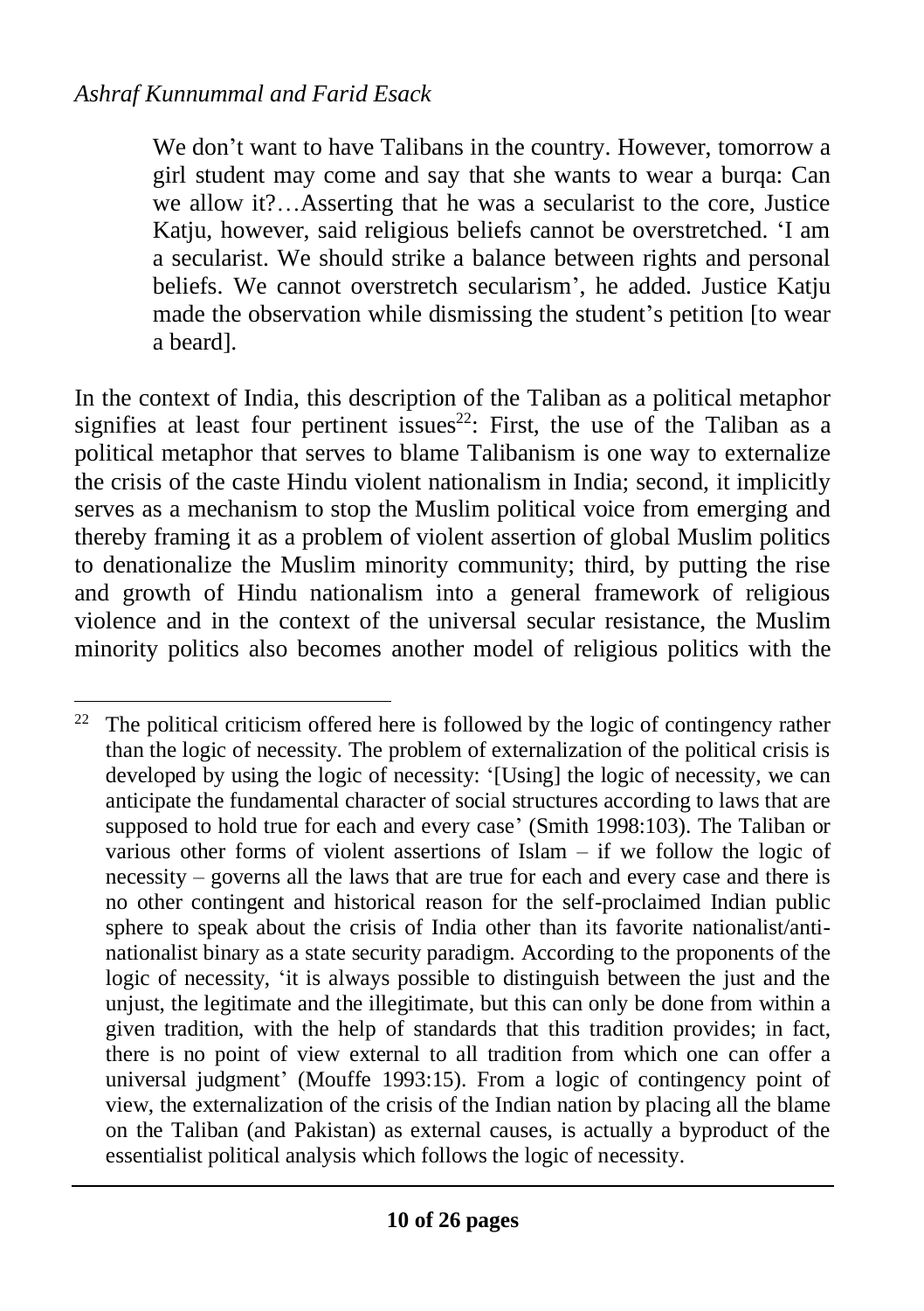> We don't want to have Talibans in the country. However, tomorrow a girl student may come and say that she wants to wear a burqa: Can we allow it?…Asserting that he was a secularist to the core, Justice Katju, however, said religious beliefs cannot be overstretched. 'I am a secularist. We should strike a balance between rights and personal beliefs. We cannot overstretch secularism', he added. Justice Katju made the observation while dismissing the student's petition [to wear a beard].

In the context of India, this description of the Taliban as a political metaphor signifies at least four pertinent issues[22]: First, the use of the Taliban as a political metaphor that serves to blame Talibanism is one way to externalize the crisis of the caste Hindu violent nationalism in India; second, it implicitly serves as a mechanism to stop the Muslim political voice from emerging and thereby framing it as a problem of violent assertion of global Muslim politics to denationalize the Muslim minority community; third, by putting the rise and growth of Hindu nationalism into a general framework of religious violence and in the context of the universal secular resistance, the Muslim minority politics also becomes another model of religious politics with the

[22] The political criticism offered here is followed by the logic of contingency rather than the logic of necessity. The problem of externalization of the political crisis is developed by using the logic of necessity: '[Using] the logic of necessity, we can anticipate the fundamental character of social structures according to laws that are supposed to hold true for each and every case' (Smith 1998:103). The Taliban or various other forms of violent assertions of Islam – if we follow the logic of necessity – governs all the laws that are true for each and every case and there is no other contingent and historical reason for the self-proclaimed Indian public sphere to speak about the crisis of India other than its favorite nationalist/anti-nationalist binary as a state security paradigm. According to the proponents of the logic of necessity, 'it is always possible to distinguish between the just and the unjust, the legitimate and the illegitimate, but this can only be done from within a given tradition, with the help of standards that this tradition provides; in fact, there is no point of view external to all tradition from which one can offer a universal judgment' (Mouffe 1993:15). From a logic of contingency point of view, the externalization of the crisis of the Indian nation by placing all the blame on the Taliban (and Pakistan) as external causes, is actually a byproduct of the essentialist political analysis which follows the logic of necessity.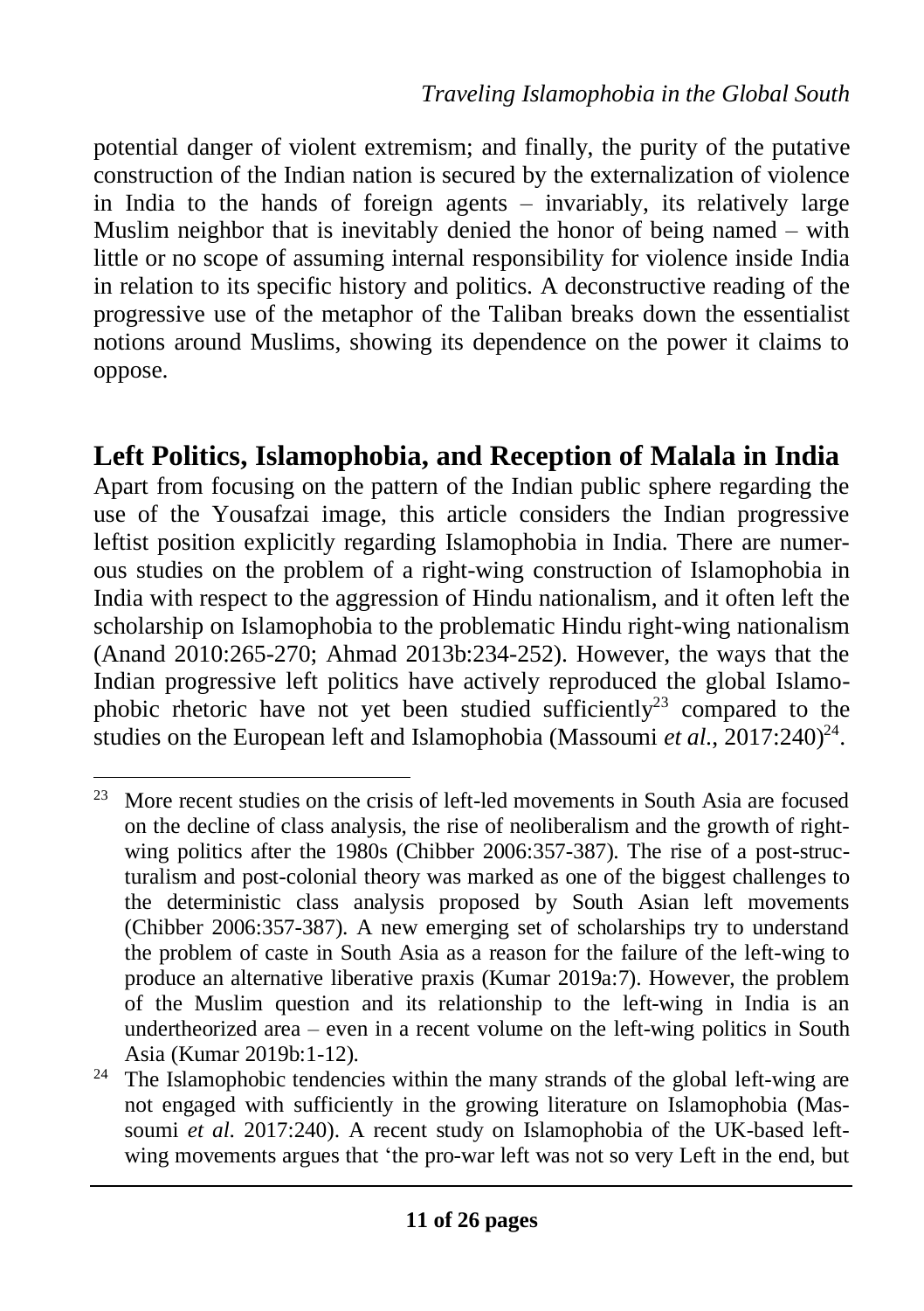potential danger of violent extremism; and finally, the purity of the putative construction of the Indian nation is secured by the externalization of violence in India to the hands of foreign agents – invariably, its relatively large Muslim neighbor that is inevitably denied the honor of being named – with little or no scope of assuming internal responsibility for violence inside India in relation to its specific history and politics. A deconstructive reading of the progressive use of the metaphor of the Taliban breaks down the essentialist notions around Muslims, showing its dependence on the power it claims to oppose.

## Left Politics, Islamophobia, and Reception of Malala in India

Apart from focusing on the pattern of the Indian public sphere regarding the use of the Yousafzai image, this article considers the Indian progressive leftist position explicitly regarding Islamophobia in India. There are numerous studies on the problem of a right-wing construction of Islamophobia in India with respect to the aggression of Hindu nationalism, and it often left the scholarship on Islamophobia to the problematic Hindu right-wing nationalism (Anand 2010:265-270; Ahmad 2013b:234-252). However, the ways that the Indian progressive left politics have actively reproduced the global Islamophobic rhetoric have not yet been studied sufficiently[23] compared to the studies on the European left and Islamophobia (Massoumi *et al.*, 2017:240)[24].

---

[23] More recent studies on the crisis of left-led movements in South Asia are focused on the decline of class analysis, the rise of neoliberalism and the growth of right-wing politics after the 1980s (Chibber 2006:357-387). The rise of a post-structuralism and post-colonial theory was marked as one of the biggest challenges to the deterministic class analysis proposed by South Asian left movements (Chibber 2006:357-387). A new emerging set of scholarships try to understand the problem of caste in South Asia as a reason for the failure of the left-wing to produce an alternative liberative praxis (Kumar 2019a:7). However, the problem of the Muslim question and its relationship to the left-wing in India is an undertheorized area – even in a recent volume on the left-wing politics in South Asia (Kumar 2019b:1-12).

[24] The Islamophobic tendencies within the many strands of the global left-wing are not engaged with sufficiently in the growing literature on Islamophobia (Massoumi *et al*. 2017:240). A recent study on Islamophobia of the UK-based left-wing movements argues that 'the pro-war left was not so very Left in the end, but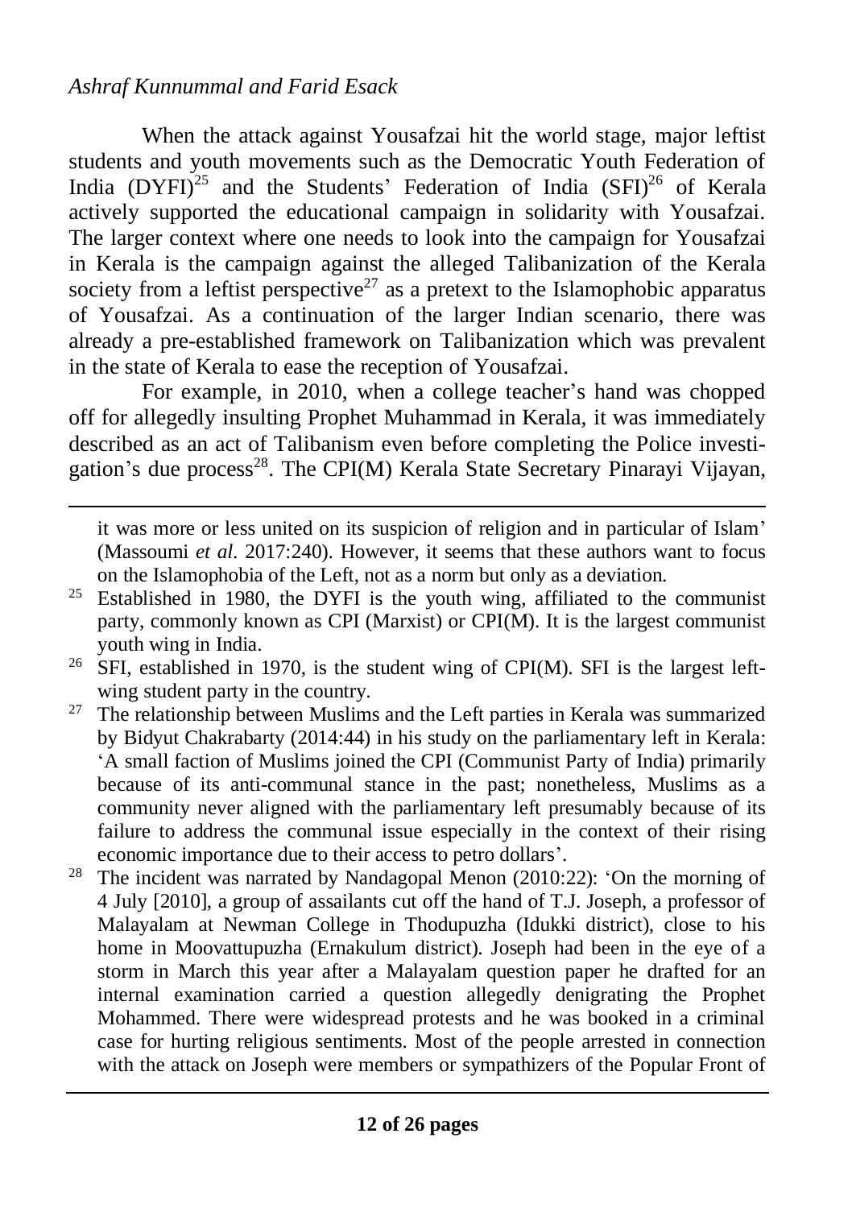When the attack against Yousafzai hit the world stage, major leftist students and youth movements such as the Democratic Youth Federation of India (DYFI)[25] and the Students' Federation of India (SFI)[26] of Kerala actively supported the educational campaign in solidarity with Yousafzai. The larger context where one needs to look into the campaign for Yousafzai in Kerala is the campaign against the alleged Talibanization of the Kerala society from a leftist perspective[27] as a pretext to the Islamophobic apparatus of Yousafzai. As a continuation of the larger Indian scenario, there was already a pre-established framework on Talibanization which was prevalent in the state of Kerala to ease the reception of Yousafzai.

For example, in 2010, when a college teacher's hand was chopped off for allegedly insulting Prophet Muhammad in Kerala, it was immediately described as an act of Talibanism even before completing the Police investigation's due process[28]. The CPI(M) Kerala State Secretary Pinarayi Vijayan,

---

it was more or less united on its suspicion of religion and in particular of Islam' (Massoumi *et al*. 2017:240). However, it seems that these authors want to focus on the Islamophobia of the Left, not as a norm but only as a deviation.

[25] Established in 1980, the DYFI is the youth wing, affiliated to the communist party, commonly known as CPI (Marxist) or CPI(M). It is the largest communist youth wing in India.

[26] SFI, established in 1970, is the student wing of CPI(M). SFI is the largest left-wing student party in the country.

[27] The relationship between Muslims and the Left parties in Kerala was summarized by Bidyut Chakrabarty (2014:44) in his study on the parliamentary left in Kerala: 'A small faction of Muslims joined the CPI (Communist Party of India) primarily because of its anti-communal stance in the past; nonetheless, Muslims as a community never aligned with the parliamentary left presumably because of its failure to address the communal issue especially in the context of their rising economic importance due to their access to petro dollars'.

[28] The incident was narrated by Nandagopal Menon (2010:22): 'On the morning of 4 July [2010], a group of assailants cut off the hand of T.J. Joseph, a professor of Malayalam at Newman College in Thodupuzha (Idukki district), close to his home in Moovattupuzha (Ernakulum district). Joseph had been in the eye of a storm in March this year after a Malayalam question paper he drafted for an internal examination carried a question allegedly denigrating the Prophet Mohammed. There were widespread protests and he was booked in a criminal case for hurting religious sentiments. Most of the people arrested in connection with the attack on Joseph were members or sympathizers of the Popular Front of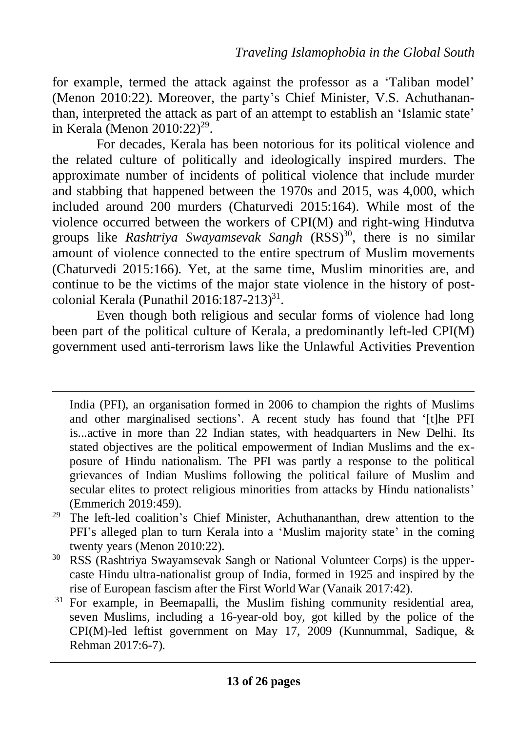for example, termed the attack against the professor as a 'Taliban model' (Menon 2010:22). Moreover, the party's Chief Minister, V.S. Achuthananthan, interpreted the attack as part of an attempt to establish an 'Islamic state' in Kerala (Menon 2010:22)[29].

For decades, Kerala has been notorious for its political violence and the related culture of politically and ideologically inspired murders. The approximate number of incidents of political violence that include murder and stabbing that happened between the 1970s and 2015, was 4,000, which included around 200 murders (Chaturvedi 2015:164). While most of the violence occurred between the workers of CPI(M) and right-wing Hindutva groups like *Rashtriya Swayamsevak Sangh* (RSS)[30], there is no similar amount of violence connected to the entire spectrum of Muslim movements (Chaturvedi 2015:166). Yet, at the same time, Muslim minorities are, and continue to be the victims of the major state violence in the history of post-colonial Kerala (Punathil 2016:187-213)[31].

Even though both religious and secular forms of violence had long been part of the political culture of Kerala, a predominantly left-led CPI(M) government used anti-terrorism laws like the Unlawful Activities Prevention

---

India (PFI), an organisation formed in 2006 to champion the rights of Muslims and other marginalised sections'. A recent study has found that '[t]he PFI is...active in more than 22 Indian states, with headquarters in New Delhi. Its stated objectives are the political empowerment of Indian Muslims and the exposure of Hindu nationalism. The PFI was partly a response to the political grievances of Indian Muslims following the political failure of Muslim and secular elites to protect religious minorities from attacks by Hindu nationalists' (Emmerich 2019:459).

[29] The left-led coalition's Chief Minister, Achuthananthan, drew attention to the PFI's alleged plan to turn Kerala into a 'Muslim majority state' in the coming twenty years (Menon 2010:22).

[30] RSS (Rashtriya Swayamsevak Sangh or National Volunteer Corps) is the upper-caste Hindu ultra-nationalist group of India, formed in 1925 and inspired by the rise of European fascism after the First World War (Vanaik 2017:42).

[31] For example, in Beemapalli, the Muslim fishing community residential area, seven Muslims, including a 16-year-old boy, got killed by the police of the CPI(M)-led leftist government on May 17, 2009 (Kunnummal, Sadique, & Rehman 2017:6-7).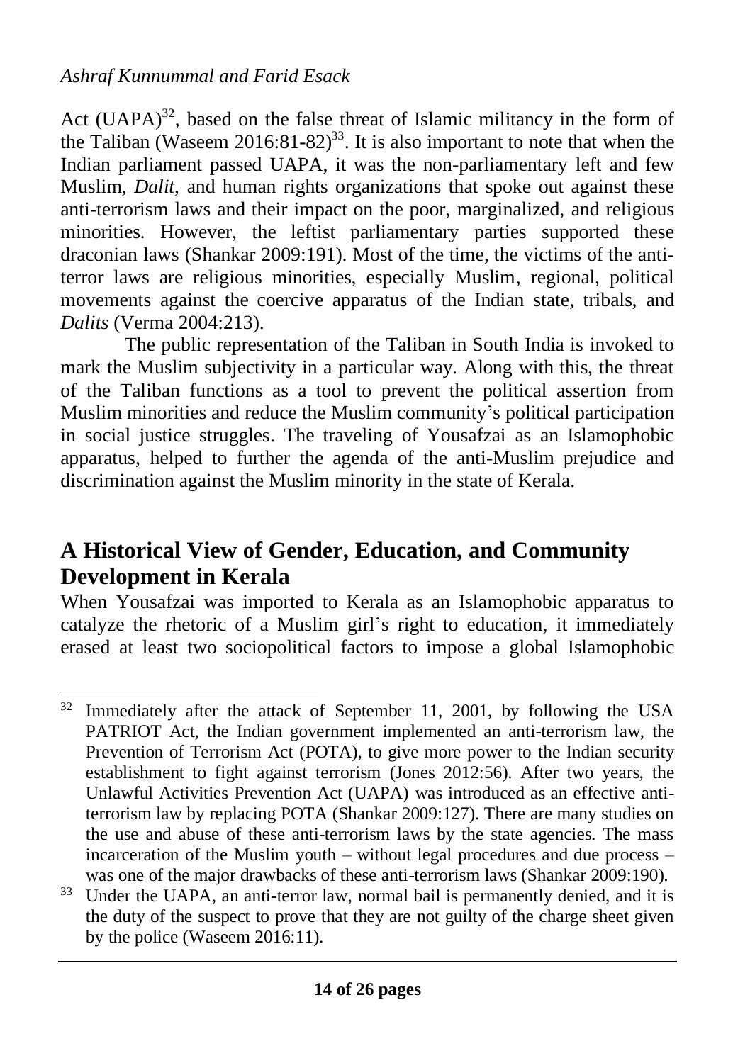Act (UAPA)[32], based on the false threat of Islamic militancy in the form of the Taliban (Waseem 2016:81-82)[33]. It is also important to note that when the Indian parliament passed UAPA, it was the non-parliamentary left and few Muslim, *Dalit*, and human rights organizations that spoke out against these anti-terrorism laws and their impact on the poor, marginalized, and religious minorities. However, the leftist parliamentary parties supported these draconian laws (Shankar 2009:191). Most of the time, the victims of the anti-terror laws are religious minorities, especially Muslim, regional, political movements against the coercive apparatus of the Indian state, tribals, and *Dalits* (Verma 2004:213).

The public representation of the Taliban in South India is invoked to mark the Muslim subjectivity in a particular way. Along with this, the threat of the Taliban functions as a tool to prevent the political assertion from Muslim minorities and reduce the Muslim community's political participation in social justice struggles. The traveling of Yousafzai as an Islamophobic apparatus, helped to further the agenda of the anti-Muslim prejudice and discrimination against the Muslim minority in the state of Kerala.

## A Historical View of Gender, Education, and Community Development in Kerala

When Yousafzai was imported to Kerala as an Islamophobic apparatus to catalyze the rhetoric of a Muslim girl's right to education, it immediately erased at least two sociopolitical factors to impose a global Islamophobic

---

[32] Immediately after the attack of September 11, 2001, by following the USA PATRIOT Act, the Indian government implemented an anti-terrorism law, the Prevention of Terrorism Act (POTA), to give more power to the Indian security establishment to fight against terrorism (Jones 2012:56). After two years, the Unlawful Activities Prevention Act (UAPA) was introduced as an effective anti-terrorism law by replacing POTA (Shankar 2009:127). There are many studies on the use and abuse of these anti-terrorism laws by the state agencies. The mass incarceration of the Muslim youth – without legal procedures and due process – was one of the major drawbacks of these anti-terrorism laws (Shankar 2009:190).

[33] Under the UAPA, an anti-terror law, normal bail is permanently denied, and it is the duty of the suspect to prove that they are not guilty of the charge sheet given by the police (Waseem 2016:11).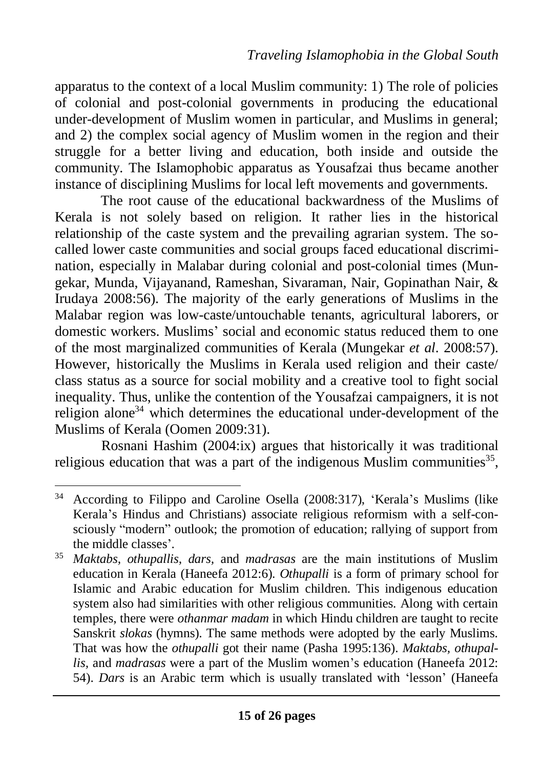apparatus to the context of a local Muslim community: 1) The role of policies of colonial and post-colonial governments in producing the educational under-development of Muslim women in particular, and Muslims in general; and 2) the complex social agency of Muslim women in the region and their struggle for a better living and education, both inside and outside the community. The Islamophobic apparatus as Yousafzai thus became another instance of disciplining Muslims for local left movements and governments.

The root cause of the educational backwardness of the Muslims of Kerala is not solely based on religion. It rather lies in the historical relationship of the caste system and the prevailing agrarian system. The so-called lower caste communities and social groups faced educational discrimination, especially in Malabar during colonial and post-colonial times (Mungekar, Munda, Vijayanand, Rameshan, Sivaraman, Nair, Gopinathan Nair, & Irudaya 2008:56). The majority of the early generations of Muslims in the Malabar region was low-caste/untouchable tenants, agricultural laborers, or domestic workers. Muslims' social and economic status reduced them to one of the most marginalized communities of Kerala (Mungekar *et al*. 2008:57). However, historically the Muslims in Kerala used religion and their caste/ class status as a source for social mobility and a creative tool to fight social inequality. Thus, unlike the contention of the Yousafzai campaigners, it is not religion alone[34] which determines the educational under-development of the Muslims of Kerala (Oomen 2009:31).

Rosnani Hashim (2004:ix) argues that historically it was traditional religious education that was a part of the indigenous Muslim communities[35],

---

[34] According to Filippo and Caroline Osella (2008:317), 'Kerala's Muslims (like Kerala's Hindus and Christians) associate religious reformism with a self-consciously "modern" outlook; the promotion of education; rallying of support from the middle classes'.

[35] *Maktabs*, *othupallis*, *dars*, and *madrasas* are the main institutions of Muslim education in Kerala (Haneefa 2012:6). *Othupalli* is a form of primary school for Islamic and Arabic education for Muslim children. This indigenous education system also had similarities with other religious communities. Along with certain temples, there were *othanmar madam* in which Hindu children are taught to recite Sanskrit *slokas* (hymns). The same methods were adopted by the early Muslims. That was how the *othupalli* got their name (Pasha 1995:136). *Maktabs*, *othupallis*, and *madrasas* were a part of the Muslim women's education (Haneefa 2012: 54). *Dars* is an Arabic term which is usually translated with 'lesson' (Haneefa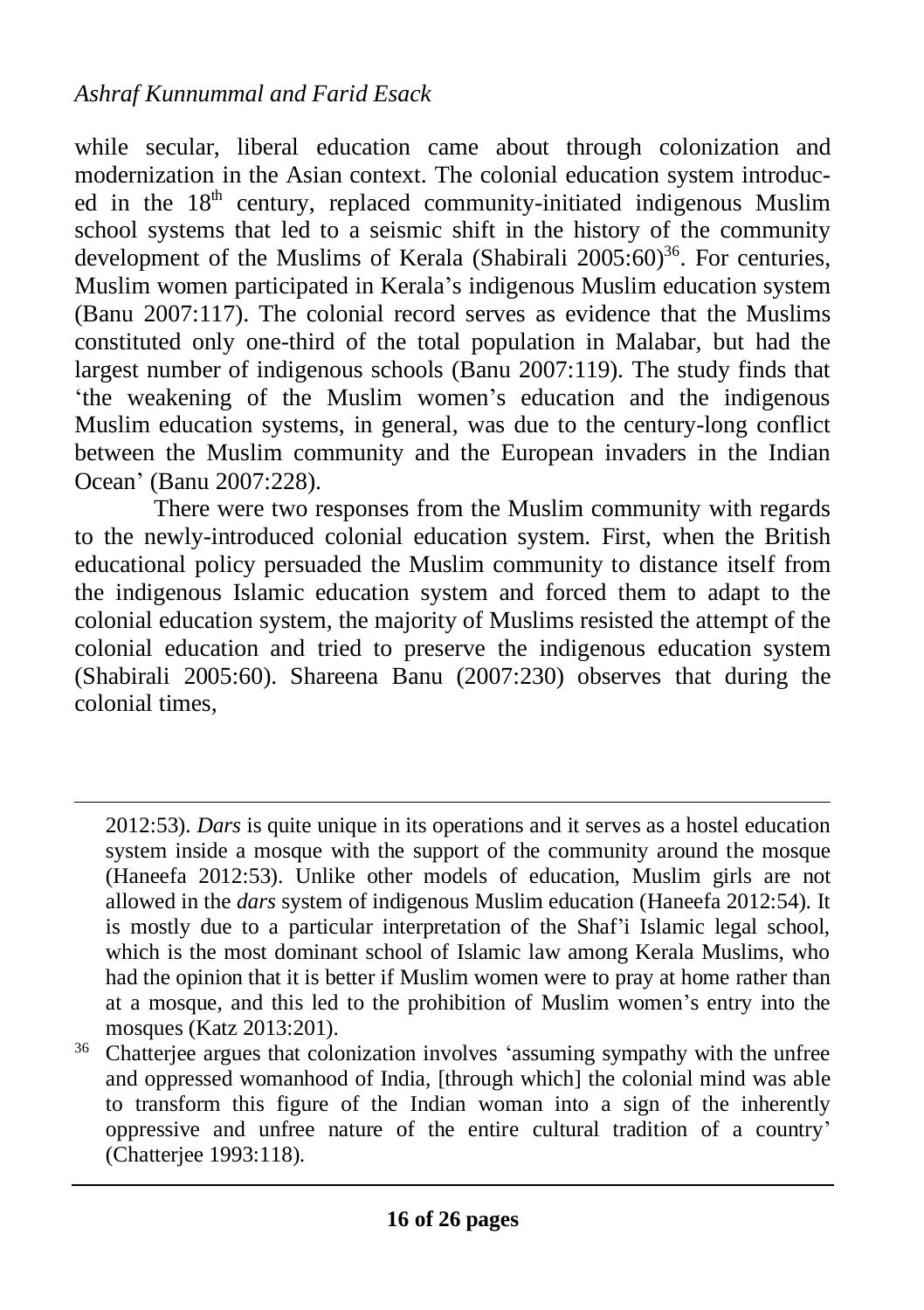while secular, liberal education came about through colonization and modernization in the Asian context. The colonial education system introduced in the 18th century, replaced community-initiated indigenous Muslim school systems that led to a seismic shift in the history of the community development of the Muslims of Kerala (Shabirali 2005:60)[36]. For centuries, Muslim women participated in Kerala's indigenous Muslim education system (Banu 2007:117). The colonial record serves as evidence that the Muslims constituted only one-third of the total population in Malabar, but had the largest number of indigenous schools (Banu 2007:119). The study finds that 'the weakening of the Muslim women's education and the indigenous Muslim education systems, in general, was due to the century-long conflict between the Muslim community and the European invaders in the Indian Ocean' (Banu 2007:228).

There were two responses from the Muslim community with regards to the newly-introduced colonial education system. First, when the British educational policy persuaded the Muslim community to distance itself from the indigenous Islamic education system and forced them to adapt to the colonial education system, the majority of Muslims resisted the attempt of the colonial education and tried to preserve the indigenous education system (Shabirali 2005:60). Shareena Banu (2007:230) observes that during the colonial times,

---

2012:53). *Dars* is quite unique in its operations and it serves as a hostel education system inside a mosque with the support of the community around the mosque (Haneefa 2012:53). Unlike other models of education, Muslim girls are not allowed in the *dars* system of indigenous Muslim education (Haneefa 2012:54). It is mostly due to a particular interpretation of the Shaf'i Islamic legal school, which is the most dominant school of Islamic law among Kerala Muslims, who had the opinion that it is better if Muslim women were to pray at home rather than at a mosque, and this led to the prohibition of Muslim women's entry into the mosques (Katz 2013:201).

[36] Chatterjee argues that colonization involves 'assuming sympathy with the unfree and oppressed womanhood of India, [through which] the colonial mind was able to transform this figure of the Indian woman into a sign of the inherently oppressive and unfree nature of the entire cultural tradition of a country' (Chatterjee 1993:118).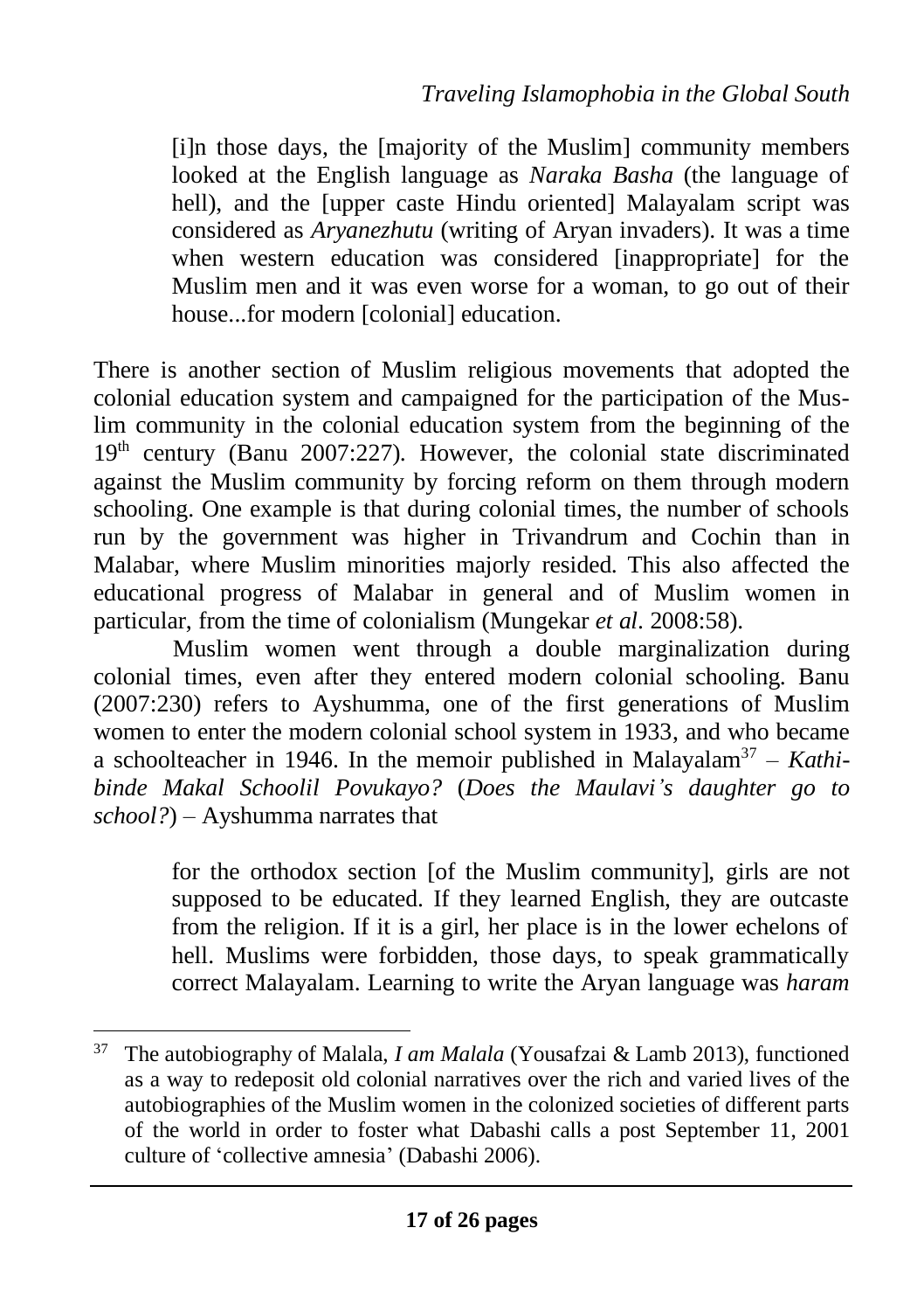> [i]n those days, the [majority of the Muslim] community members looked at the English language as *Naraka Basha* (the language of hell), and the [upper caste Hindu oriented] Malayalam script was considered as *Aryanezhutu* (writing of Aryan invaders). It was a time when western education was considered [inappropriate] for the Muslim men and it was even worse for a woman, to go out of their house...for modern [colonial] education.

There is another section of Muslim religious movements that adopted the colonial education system and campaigned for the participation of the Muslim community in the colonial education system from the beginning of the 19th century (Banu 2007:227). However, the colonial state discriminated against the Muslim community by forcing reform on them through modern schooling. One example is that during colonial times, the number of schools run by the government was higher in Trivandrum and Cochin than in Malabar, where Muslim minorities majorly resided. This also affected the educational progress of Malabar in general and of Muslim women in particular, from the time of colonialism (Mungekar *et al*. 2008:58).

Muslim women went through a double marginalization during colonial times, even after they entered modern colonial schooling. Banu (2007:230) refers to Ayshumma, one of the first generations of Muslim women to enter the modern colonial school system in 1933, and who became a schoolteacher in 1946. In the memoir published in Malayalam[37] – *Kathibinde Makal Schoolil Povukayo?* (*Does the Maulavi's daughter go to school?*) – Ayshumma narrates that

> for the orthodox section [of the Muslim community], girls are not supposed to be educated. If they learned English, they are outcaste from the religion. If it is a girl, her place is in the lower echelons of hell. Muslims were forbidden, those days, to speak grammatically correct Malayalam. Learning to write the Aryan language was *haram*

[37] The autobiography of Malala, *I am Malala* (Yousafzai & Lamb 2013), functioned as a way to redeposit old colonial narratives over the rich and varied lives of the autobiographies of the Muslim women in the colonized societies of different parts of the world in order to foster what Dabashi calls a post September 11, 2001 culture of 'collective amnesia' (Dabashi 2006).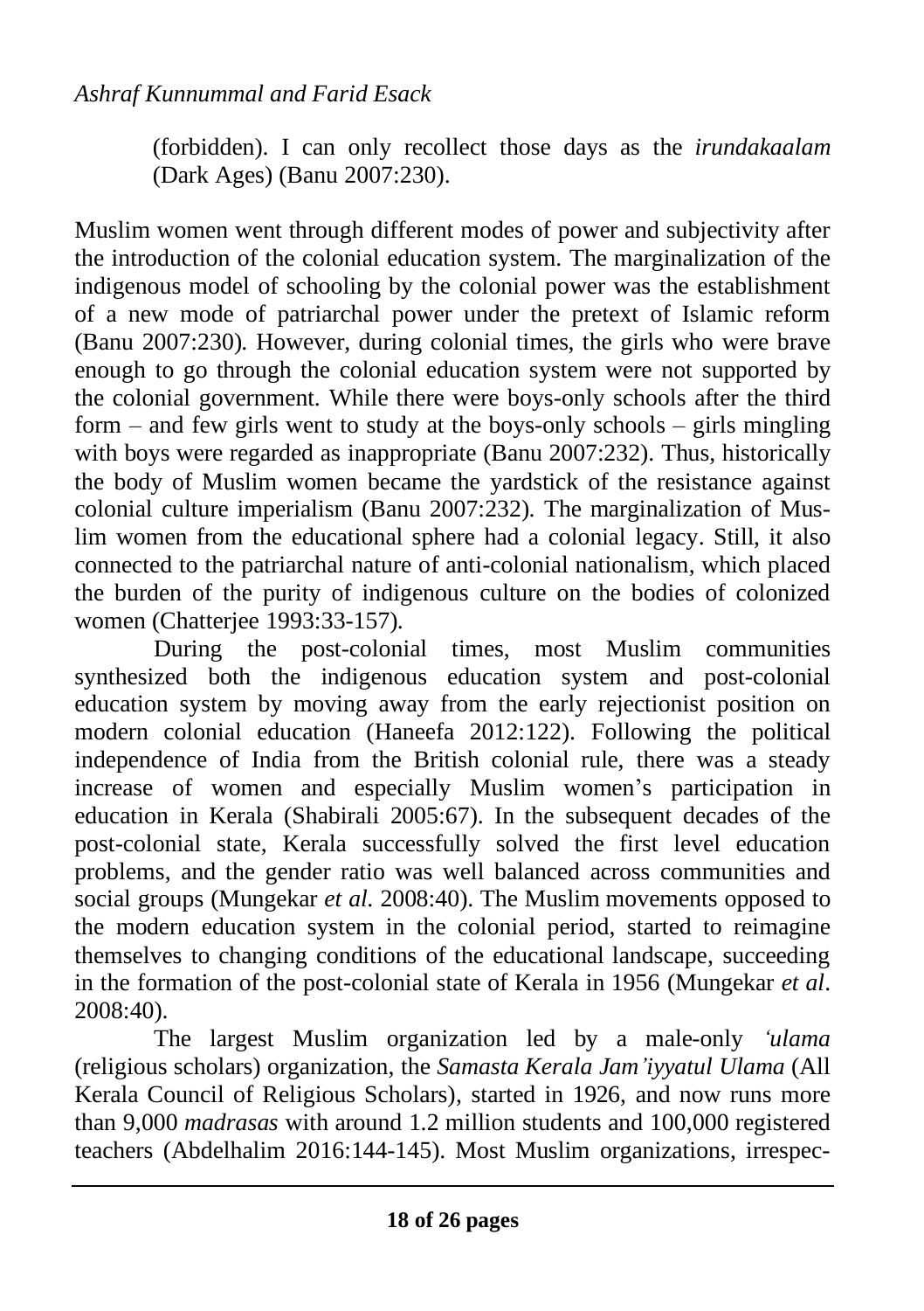(forbidden). I can only recollect those days as the *irundakaalam* (Dark Ages) (Banu 2007:230).

Muslim women went through different modes of power and subjectivity after the introduction of the colonial education system. The marginalization of the indigenous model of schooling by the colonial power was the establishment of a new mode of patriarchal power under the pretext of Islamic reform (Banu 2007:230). However, during colonial times, the girls who were brave enough to go through the colonial education system were not supported by the colonial government. While there were boys-only schools after the third form – and few girls went to study at the boys-only schools – girls mingling with boys were regarded as inappropriate (Banu 2007:232). Thus, historically the body of Muslim women became the yardstick of the resistance against colonial culture imperialism (Banu 2007:232). The marginalization of Muslim women from the educational sphere had a colonial legacy. Still, it also connected to the patriarchal nature of anti-colonial nationalism, which placed the burden of the purity of indigenous culture on the bodies of colonized women (Chatterjee 1993:33-157).

During the post-colonial times, most Muslim communities synthesized both the indigenous education system and post-colonial education system by moving away from the early rejectionist position on modern colonial education (Haneefa 2012:122). Following the political independence of India from the British colonial rule, there was a steady increase of women and especially Muslim women's participation in education in Kerala (Shabirali 2005:67). In the subsequent decades of the post-colonial state, Kerala successfully solved the first level education problems, and the gender ratio was well balanced across communities and social groups (Mungekar *et al.* 2008:40). The Muslim movements opposed to the modern education system in the colonial period, started to reimagine themselves to changing conditions of the educational landscape, succeeding in the formation of the post-colonial state of Kerala in 1956 (Mungekar *et al*. 2008:40).

The largest Muslim organization led by a male-only *'ulama* (religious scholars) organization, the *Samasta Kerala Jam'iyyatul Ulama* (All Kerala Council of Religious Scholars), started in 1926, and now runs more than 9,000 *madrasas* with around 1.2 million students and 100,000 registered teachers (Abdelhalim 2016:144-145). Most Muslim organizations, irrespec-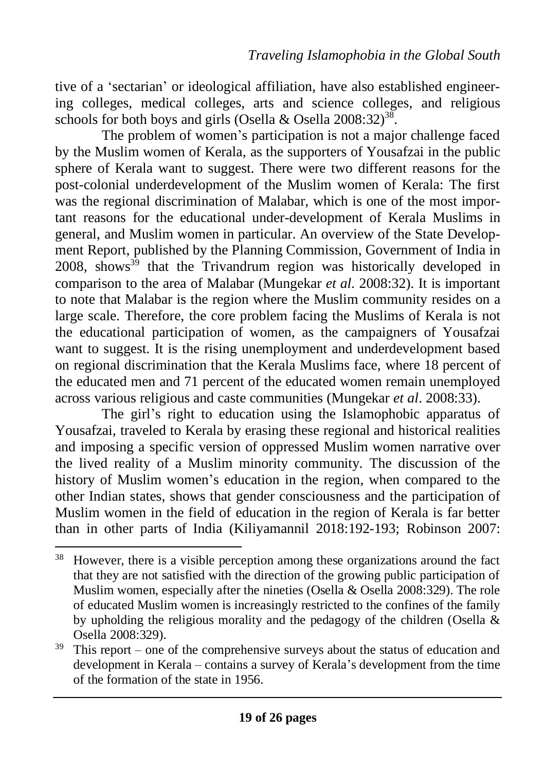tive of a 'sectarian' or ideological affiliation, have also established engineering colleges, medical colleges, arts and science colleges, and religious schools for both boys and girls (Osella & Osella 2008:32)[38].

The problem of women's participation is not a major challenge faced by the Muslim women of Kerala, as the supporters of Yousafzai in the public sphere of Kerala want to suggest. There were two different reasons for the post-colonial underdevelopment of the Muslim women of Kerala: The first was the regional discrimination of Malabar, which is one of the most important reasons for the educational under-development of Kerala Muslims in general, and Muslim women in particular. An overview of the State Development Report, published by the Planning Commission, Government of India in 2008, shows[39] that the Trivandrum region was historically developed in comparison to the area of Malabar (Mungekar *et al*. 2008:32). It is important to note that Malabar is the region where the Muslim community resides on a large scale. Therefore, the core problem facing the Muslims of Kerala is not the educational participation of women, as the campaigners of Yousafzai want to suggest. It is the rising unemployment and underdevelopment based on regional discrimination that the Kerala Muslims face, where 18 percent of the educated men and 71 percent of the educated women remain unemployed across various religious and caste communities (Mungekar *et al*. 2008:33).

The girl's right to education using the Islamophobic apparatus of Yousafzai, traveled to Kerala by erasing these regional and historical realities and imposing a specific version of oppressed Muslim women narrative over the lived reality of a Muslim minority community. The discussion of the history of Muslim women's education in the region, when compared to the other Indian states, shows that gender consciousness and the participation of Muslim women in the field of education in the region of Kerala is far better than in other parts of India (Kiliyamannil 2018:192-193; Robinson 2007:

---

[38] However, there is a visible perception among these organizations around the fact that they are not satisfied with the direction of the growing public participation of Muslim women, especially after the nineties (Osella & Osella 2008:329). The role of educated Muslim women is increasingly restricted to the confines of the family by upholding the religious morality and the pedagogy of the children (Osella & Osella 2008:329).

[39] This report – one of the comprehensive surveys about the status of education and development in Kerala – contains a survey of Kerala's development from the time of the formation of the state in 1956.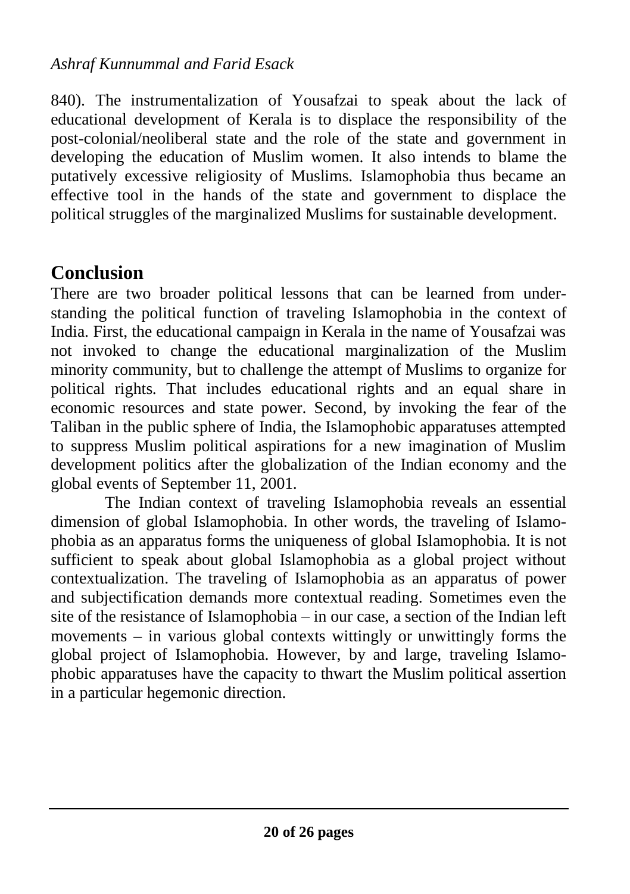840). The instrumentalization of Yousafzai to speak about the lack of educational development of Kerala is to displace the responsibility of the post-colonial/neoliberal state and the role of the state and government in developing the education of Muslim women. It also intends to blame the putatively excessive religiosity of Muslims. Islamophobia thus became an effective tool in the hands of the state and government to displace the political struggles of the marginalized Muslims for sustainable development.

## Conclusion

There are two broader political lessons that can be learned from understanding the political function of traveling Islamophobia in the context of India. First, the educational campaign in Kerala in the name of Yousafzai was not invoked to change the educational marginalization of the Muslim minority community, but to challenge the attempt of Muslims to organize for political rights. That includes educational rights and an equal share in economic resources and state power. Second, by invoking the fear of the Taliban in the public sphere of India, the Islamophobic apparatuses attempted to suppress Muslim political aspirations for a new imagination of Muslim development politics after the globalization of the Indian economy and the global events of September 11, 2001.

The Indian context of traveling Islamophobia reveals an essential dimension of global Islamophobia. In other words, the traveling of Islamophobia as an apparatus forms the uniqueness of global Islamophobia. It is not sufficient to speak about global Islamophobia as a global project without contextualization. The traveling of Islamophobia as an apparatus of power and subjectification demands more contextual reading. Sometimes even the site of the resistance of Islamophobia – in our case, a section of the Indian left movements – in various global contexts wittingly or unwittingly forms the global project of Islamophobia. However, by and large, traveling Islamophobic apparatuses have the capacity to thwart the Muslim political assertion in a particular hegemonic direction.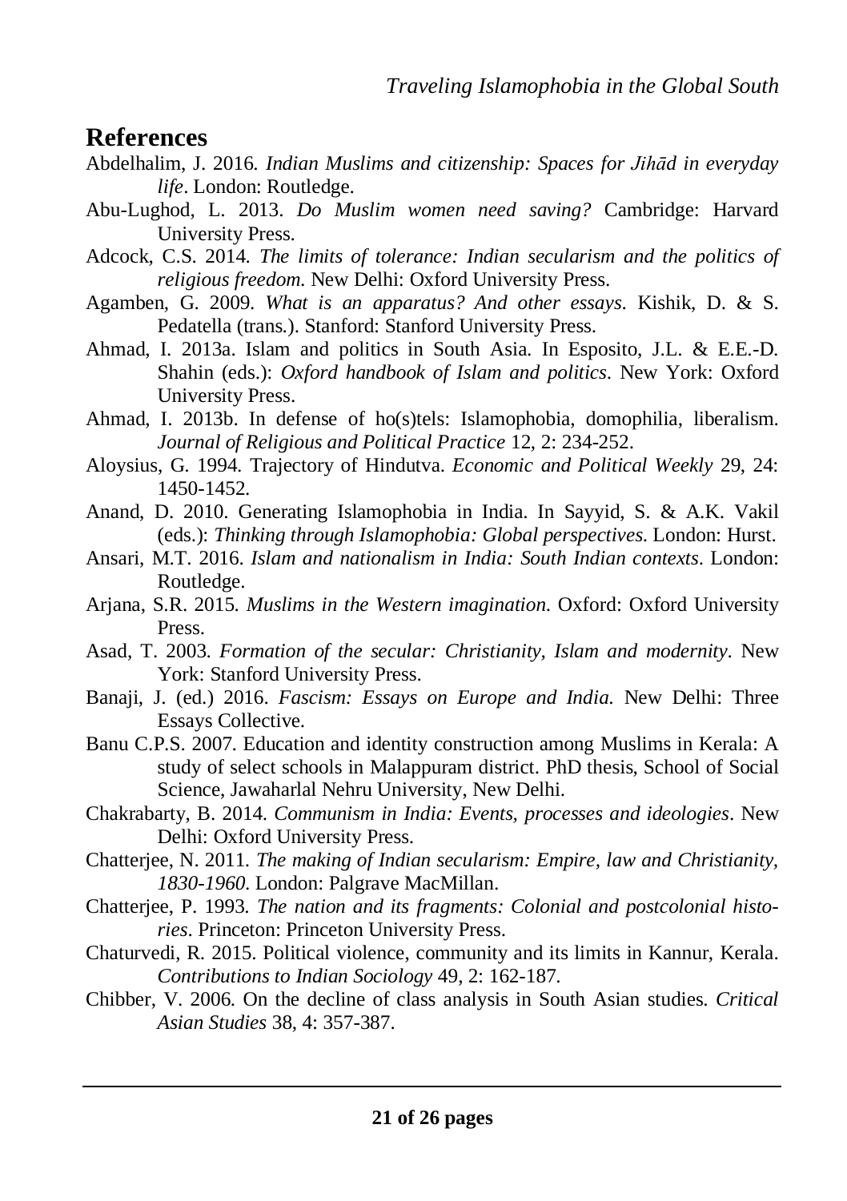## References

Abdelhalim, J. 2016. *Indian Muslims and citizenship: Spaces for Jihād in everyday life*. London: Routledge.

Abu-Lughod, L. 2013. *Do Muslim women need saving?* Cambridge: Harvard University Press.

Adcock, C.S. 2014. *The limits of tolerance: Indian secularism and the politics of religious freedom*. New Delhi: Oxford University Press.

Agamben, G. 2009. *What is an apparatus? And other essays*. Kishik, D. & S. Pedatella (trans.). Stanford: Stanford University Press.

Ahmad, I. 2013a. Islam and politics in South Asia. In Esposito, J.L. & E.E.-D. Shahin (eds.): *Oxford handbook of Islam and politics*. New York: Oxford University Press.

Ahmad, I. 2013b. In defense of ho(s)tels: Islamophobia, domophilia, liberalism. *Journal of Religious and Political Practice* 12, 2: 234-252.

Aloysius, G. 1994. Trajectory of Hindutva. *Economic and Political Weekly* 29, 24: 1450-1452.

Anand, D. 2010. Generating Islamophobia in India. In Sayyid, S. & A.K. Vakil (eds.): *Thinking through Islamophobia: Global perspectives*. London: Hurst.

Ansari, M.T. 2016. *Islam and nationalism in India: South Indian contexts*. London: Routledge.

Arjana, S.R. 2015. *Muslims in the Western imagination*. Oxford: Oxford University Press.

Asad, T. 2003. *Formation of the secular: Christianity, Islam and modernity*. New York: Stanford University Press.

Banaji, J. (ed.) 2016. *Fascism: Essays on Europe and India*. New Delhi: Three Essays Collective.

Banu C.P.S. 2007. Education and identity construction among Muslims in Kerala: A study of select schools in Malappuram district. PhD thesis, School of Social Science, Jawaharlal Nehru University, New Delhi.

Chakrabarty, B. 2014. *Communism in India: Events, processes and ideologies*. New Delhi: Oxford University Press.

Chatterjee, N. 2011. *The making of Indian secularism: Empire, law and Christianity, 1830-1960*. London: Palgrave MacMillan.

Chatterjee, P. 1993. *The nation and its fragments: Colonial and postcolonial histories*. Princeton: Princeton University Press.

Chaturvedi, R. 2015. Political violence, community and its limits in Kannur, Kerala. *Contributions to Indian Sociology* 49, 2: 162-187.

Chibber, V. 2006. On the decline of class analysis in South Asian studies. *Critical Asian Studies* 38, 4: 357-387.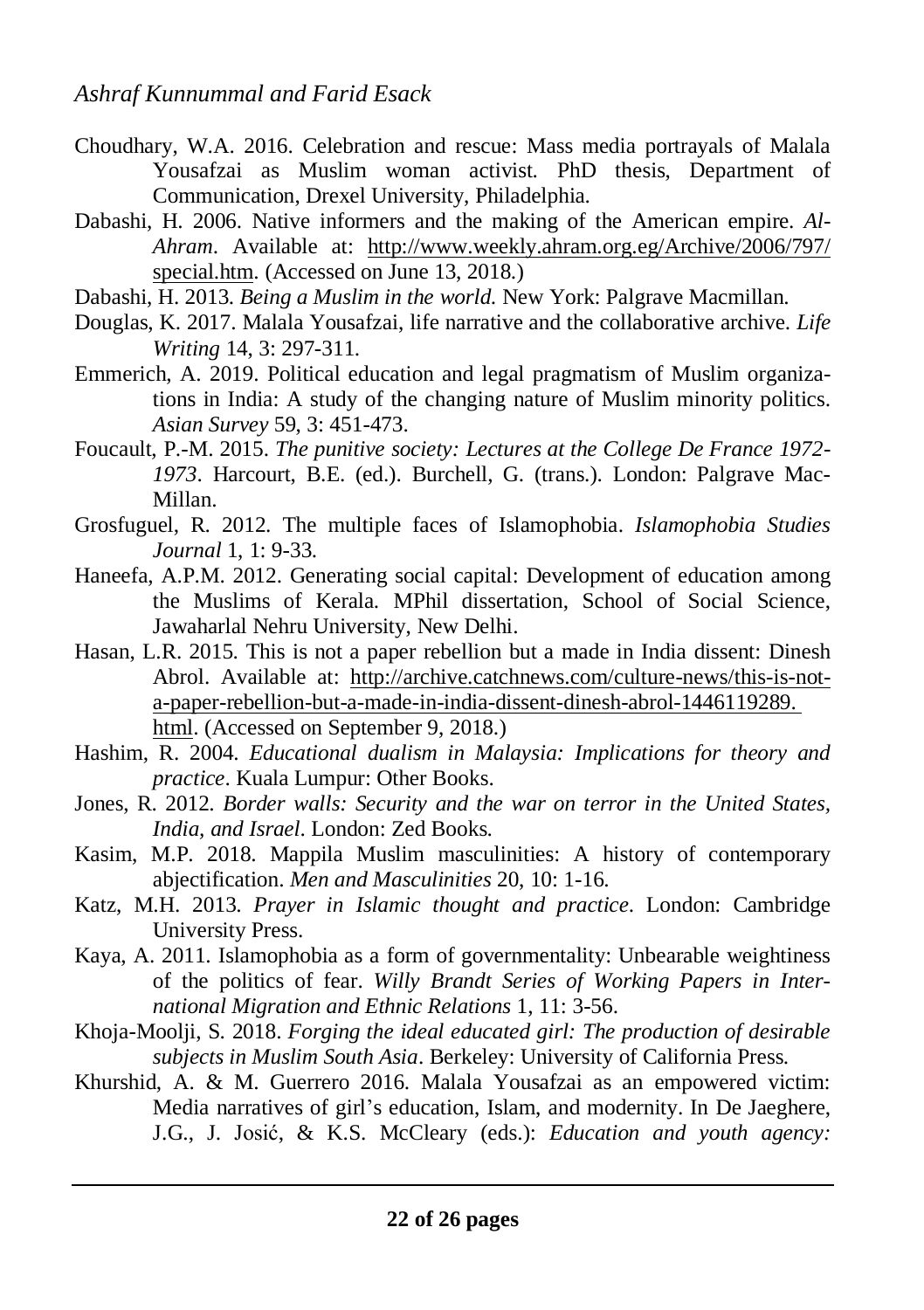Choudhary, W.A. 2016. Celebration and rescue: Mass media portrayals of Malala Yousafzai as Muslim woman activist. PhD thesis, Department of Communication, Drexel University, Philadelphia.

Dabashi, H. 2006. Native informers and the making of the American empire. *Al-Ahram*. Available at: http://www.weekly.ahram.org.eg/Archive/2006/797/special.htm. (Accessed on June 13, 2018.)

Dabashi, H. 2013. *Being a Muslim in the world.* New York: Palgrave Macmillan.

Douglas, K. 2017. Malala Yousafzai, life narrative and the collaborative archive. *Life Writing* 14, 3: 297-311.

Emmerich, A. 2019. Political education and legal pragmatism of Muslim organizations in India: A study of the changing nature of Muslim minority politics. *Asian Survey* 59, 3: 451-473.

Foucault, P.-M. 2015. *The punitive society: Lectures at the College De France 1972-1973*. Harcourt, B.E. (ed.). Burchell, G. (trans.). London: Palgrave MacMillan.

Grosfuguel, R. 2012. The multiple faces of Islamophobia. *Islamophobia Studies Journal* 1, 1: 9-33.

Haneefa, A.P.M. 2012. Generating social capital: Development of education among the Muslims of Kerala. MPhil dissertation, School of Social Science, Jawaharlal Nehru University, New Delhi.

Hasan, L.R. 2015. This is not a paper rebellion but a made in India dissent: Dinesh Abrol. Available at: http://archive.catchnews.com/culture-news/this-is-not-a-paper-rebellion-but-a-made-in-india-dissent-dinesh-abrol-1446119289.html. (Accessed on September 9, 2018.)

Hashim, R. 2004. *Educational dualism in Malaysia: Implications for theory and practice*. Kuala Lumpur: Other Books.

Jones, R. 2012. *Border walls: Security and the war on terror in the United States, India, and Israel*. London: Zed Books.

Kasim, M.P. 2018. Mappila Muslim masculinities: A history of contemporary abjectification. *Men and Masculinities* 20, 10: 1-16.

Katz, M.H. 2013. *Prayer in Islamic thought and practice*. London: Cambridge University Press.

Kaya, A. 2011. Islamophobia as a form of governmentality: Unbearable weightiness of the politics of fear. *Willy Brandt Series of Working Papers in International Migration and Ethnic Relations* 1, 11: 3-56.

Khoja-Moolji, S. 2018. *Forging the ideal educated girl: The production of desirable subjects in Muslim South Asia*. Berkeley: University of California Press.

Khurshid, A. & M. Guerrero 2016. Malala Yousafzai as an empowered victim: Media narratives of girl's education, Islam, and modernity. In De Jaeghere, J.G., J. Josić, & K.S. McCleary (eds.): *Education and youth agency:*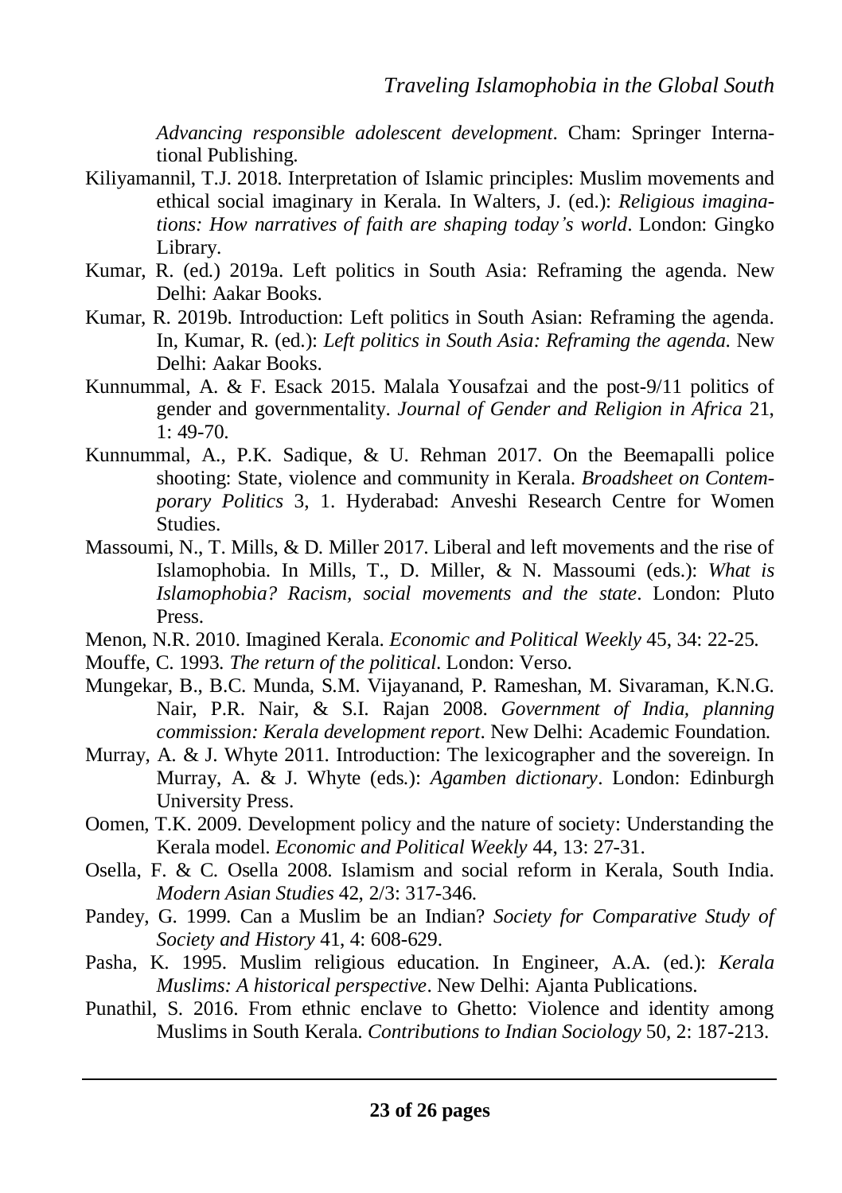*Advancing responsible adolescent development*. Cham: Springer International Publishing.

Kiliyamannil, T.J. 2018. Interpretation of Islamic principles: Muslim movements and ethical social imaginary in Kerala. In Walters, J. (ed.): *Religious imaginations: How narratives of faith are shaping today's world*. London: Gingko Library.

Kumar, R. (ed.) 2019a. Left politics in South Asia: Reframing the agenda. New Delhi: Aakar Books.

Kumar, R. 2019b. Introduction: Left politics in South Asian: Reframing the agenda. In, Kumar, R. (ed.): *Left politics in South Asia: Reframing the agenda*. New Delhi: Aakar Books.

Kunnummal, A. & F. Esack 2015. Malala Yousafzai and the post-9/11 politics of gender and governmentality. *Journal of Gender and Religion in Africa* 21, 1: 49-70.

Kunnummal, A., P.K. Sadique, & U. Rehman 2017. On the Beemapalli police shooting: State, violence and community in Kerala. *Broadsheet on Contemporary Politics* 3, 1. Hyderabad: Anveshi Research Centre for Women Studies.

Massoumi, N., T. Mills, & D. Miller 2017. Liberal and left movements and the rise of Islamophobia. In Mills, T., D. Miller, & N. Massoumi (eds.): *What is Islamophobia? Racism, social movements and the state*. London: Pluto Press.

Menon, N.R. 2010. Imagined Kerala. *Economic and Political Weekly* 45, 34: 22-25.

Mouffe, C. 1993. *The return of the political*. London: Verso.

Mungekar, B., B.C. Munda, S.M. Vijayanand, P. Rameshan, M. Sivaraman, K.N.G. Nair, P.R. Nair, & S.I. Rajan 2008. *Government of India, planning commission: Kerala development report*. New Delhi: Academic Foundation.

Murray, A. & J. Whyte 2011. Introduction: The lexicographer and the sovereign. In Murray, A. & J. Whyte (eds.): *Agamben dictionary*. London: Edinburgh University Press.

Oomen, T.K. 2009. Development policy and the nature of society: Understanding the Kerala model. *Economic and Political Weekly* 44, 13: 27-31.

Osella, F. & C. Osella 2008. Islamism and social reform in Kerala, South India. *Modern Asian Studies* 42, 2/3: 317-346.

Pandey, G. 1999. Can a Muslim be an Indian? *Society for Comparative Study of Society and History* 41, 4: 608-629.

Pasha, K. 1995. Muslim religious education. In Engineer, A.A. (ed.): *Kerala Muslims: A historical perspective*. New Delhi: Ajanta Publications.

Punathil, S. 2016. From ethnic enclave to Ghetto: Violence and identity among Muslims in South Kerala. *Contributions to Indian Sociology* 50, 2: 187-213.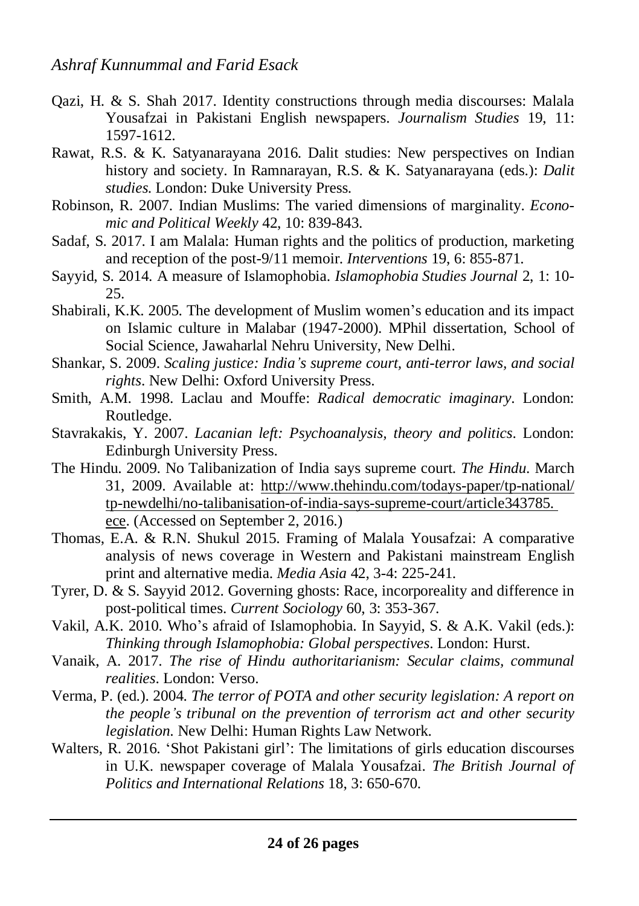Qazi, H. & S. Shah 2017. Identity constructions through media discourses: Malala Yousafzai in Pakistani English newspapers. *Journalism Studies* 19, 11: 1597-1612.

Rawat, R.S. & K. Satyanarayana 2016. Dalit studies: New perspectives on Indian history and society. In Ramnarayan, R.S. & K. Satyanarayana (eds.): *Dalit studies*. London: Duke University Press.

Robinson, R. 2007. Indian Muslims: The varied dimensions of marginality. *Economic and Political Weekly* 42, 10: 839-843.

Sadaf, S. 2017. I am Malala: Human rights and the politics of production, marketing and reception of the post-9/11 memoir. *Interventions* 19, 6: 855-871.

Sayyid, S. 2014. A measure of Islamophobia. *Islamophobia Studies Journal* 2, 1: 10-25.

Shabirali, K.K. 2005. The development of Muslim women's education and its impact on Islamic culture in Malabar (1947-2000). MPhil dissertation, School of Social Science, Jawaharlal Nehru University, New Delhi.

Shankar, S. 2009. *Scaling justice: India's supreme court, anti-terror laws, and social rights*. New Delhi: Oxford University Press.

Smith, A.M. 1998. Laclau and Mouffe: *Radical democratic imaginary*. London: Routledge.

Stavrakakis, Y. 2007. *Lacanian left: Psychoanalysis, theory and politics*. London: Edinburgh University Press.

The Hindu. 2009. No Talibanization of India says supreme court. *The Hindu*. March 31, 2009. Available at: http://www.thehindu.com/todays-paper/tp-national/tp-newdelhi/no-talibanisation-of-india-says-supreme-court/article343785.ece. (Accessed on September 2, 2016.)

Thomas, E.A. & R.N. Shukul 2015. Framing of Malala Yousafzai: A comparative analysis of news coverage in Western and Pakistani mainstream English print and alternative media. *Media Asia* 42, 3-4: 225-241.

Tyrer, D. & S. Sayyid 2012. Governing ghosts: Race, incorporeality and difference in post-political times. *Current Sociology* 60, 3: 353-367.

Vakil, A.K. 2010. Who's afraid of Islamophobia. In Sayyid, S. & A.K. Vakil (eds.): *Thinking through Islamophobia: Global perspectives*. London: Hurst.

Vanaik, A. 2017. *The rise of Hindu authoritarianism: Secular claims, communal realities*. London: Verso.

Verma, P. (ed.). 2004. *The terror of POTA and other security legislation: A report on the people's tribunal on the prevention of terrorism act and other security legislation*. New Delhi: Human Rights Law Network.

Walters, R. 2016. 'Shot Pakistani girl': The limitations of girls education discourses in U.K. newspaper coverage of Malala Yousafzai. *The British Journal of Politics and International Relations* 18, 3: 650-670.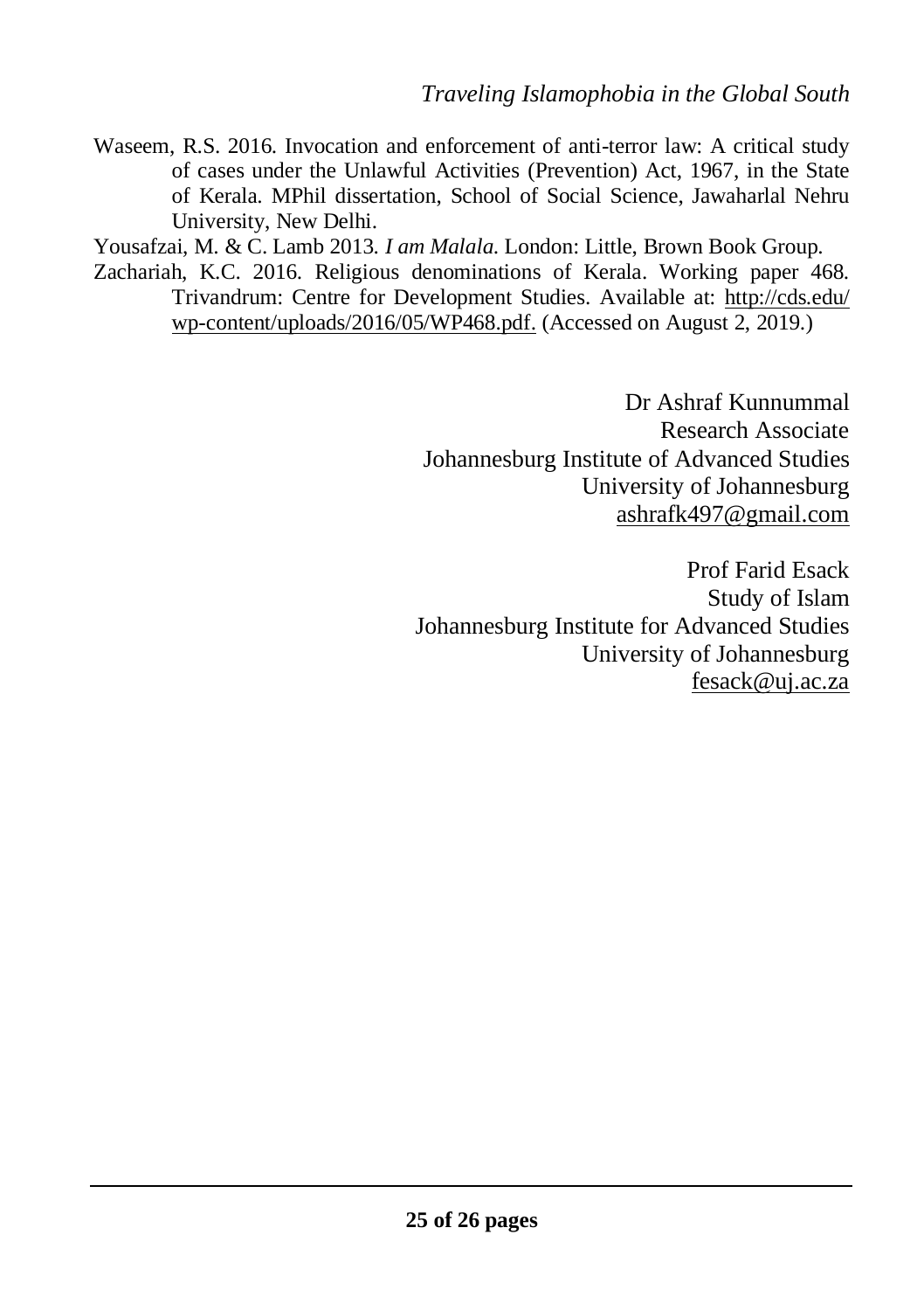Waseem, R.S. 2016. Invocation and enforcement of anti-terror law: A critical study of cases under the Unlawful Activities (Prevention) Act, 1967, in the State of Kerala. MPhil dissertation, School of Social Science, Jawaharlal Nehru University, New Delhi.

Yousafzai, M. & C. Lamb 2013. *I am Malala.* London: Little, Brown Book Group.

Zachariah, K.C. 2016. Religious denominations of Kerala. Working paper 468. Trivandrum: Centre for Development Studies. Available at: http://cds.edu/wp-content/uploads/2016/05/WP468.pdf. (Accessed on August 2, 2019.)

Dr Ashraf Kunnummal  
Research Associate  
Johannesburg Institute of Advanced Studies  
University of Johannesburg  
ashrafk497@gmail.com

Prof Farid Esack  
Study of Islam  
Johannesburg Institute for Advanced Studies  
University of Johannesburg  
fesack@uj.ac.za